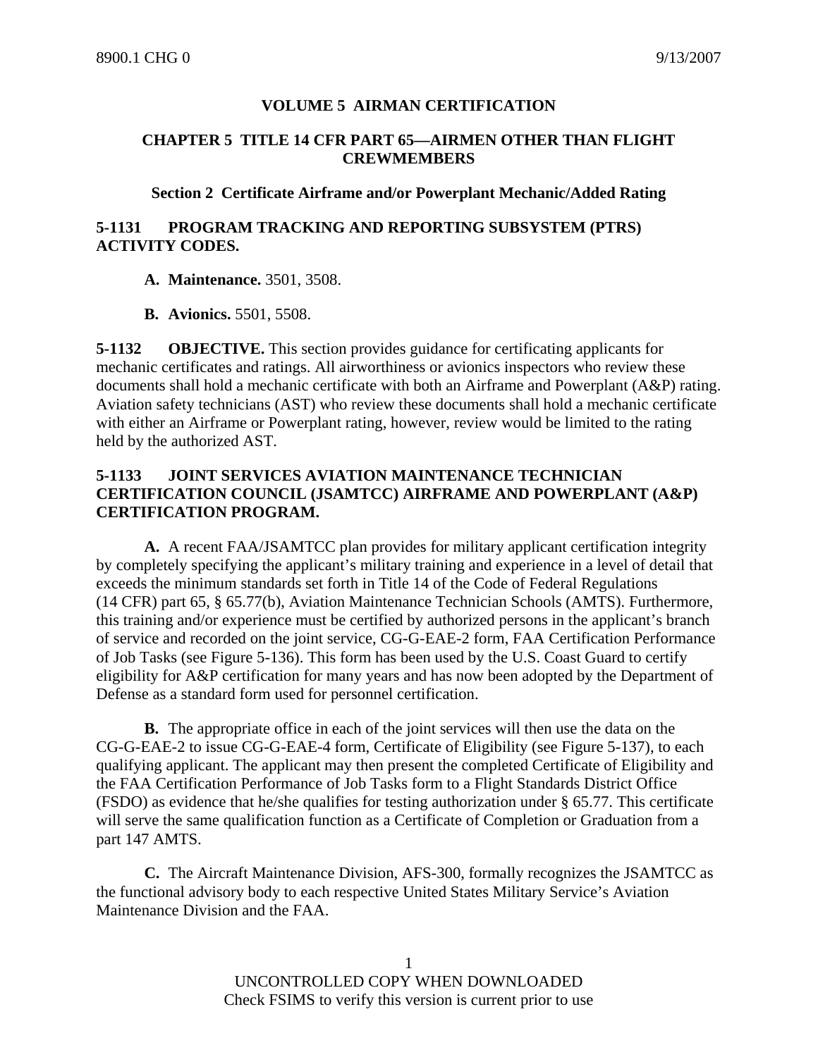# VOLUME 5 AIRMAN CERTIFICATION

## CHAPTER 5 TITLE 14 CFR PART 65—AIRMEN OTHER THAN FLIGHT CREWMEMBERS

### Section 2 Certificate Airframe and/or Powerplant Mechanic/Added Rating

**5-1131 PROGRAM TRACKING AND REPORTING SUBSYSTEM (PTRS) ACTIVITY CODES.**

**A. Maintenance.** 3501, 3508.

**B. Avionics.** 5501, 5508.

**5-1132 OBJECTIVE.** This section provides guidance for certificating applicants for mechanic certificates and ratings. All airworthiness or avionics inspectors who review these documents shall hold a mechanic certificate with both an Airframe and Powerplant (A&P) rating. Aviation safety technicians (AST) who review these documents shall hold a mechanic certificate with either an Airframe or Powerplant rating, however, review would be limited to the rating held by the authorized AST.

**5-1133 JOINT SERVICES AVIATION MAINTENANCE TECHNICIAN CERTIFICATION COUNCIL (JSAMTCC) AIRFRAME AND POWERPLANT (A&P) CERTIFICATION PROGRAM.**

**A.** A recent FAA/JSAMTCC plan provides for military applicant certification integrity by completely specifying the applicant's military training and experience in a level of detail that exceeds the minimum standards set forth in Title 14 of the Code of Federal Regulations (14 CFR) part 65, § 65.77(b), Aviation Maintenance Technician Schools (AMTS). Furthermore, this training and/or experience must be certified by authorized persons in the applicant's branch of service and recorded on the joint service, CG-G-EAE-2 form, FAA Certification Performance of Job Tasks (see Figure 5-136). This form has been used by the U.S. Coast Guard to certify eligibility for A&P certification for many years and has now been adopted by the Department of Defense as a standard form used for personnel certification.

**B.** The appropriate office in each of the joint services will then use the data on the CG-G-EAE-2 to issue CG-G-EAE-4 form, Certificate of Eligibility (see Figure 5-137), to each qualifying applicant. The applicant may then present the completed Certificate of Eligibility and the FAA Certification Performance of Job Tasks form to a Flight Standards District Office (FSDO) as evidence that he/she qualifies for testing authorization under § 65.77. This certificate will serve the same qualification function as a Certificate of Completion or Graduation from a part 147 AMTS.

**C.** The Aircraft Maintenance Division, AFS-300, formally recognizes the JSAMTCC as the functional advisory body to each respective United States Military Service's Aviation Maintenance Division and the FAA.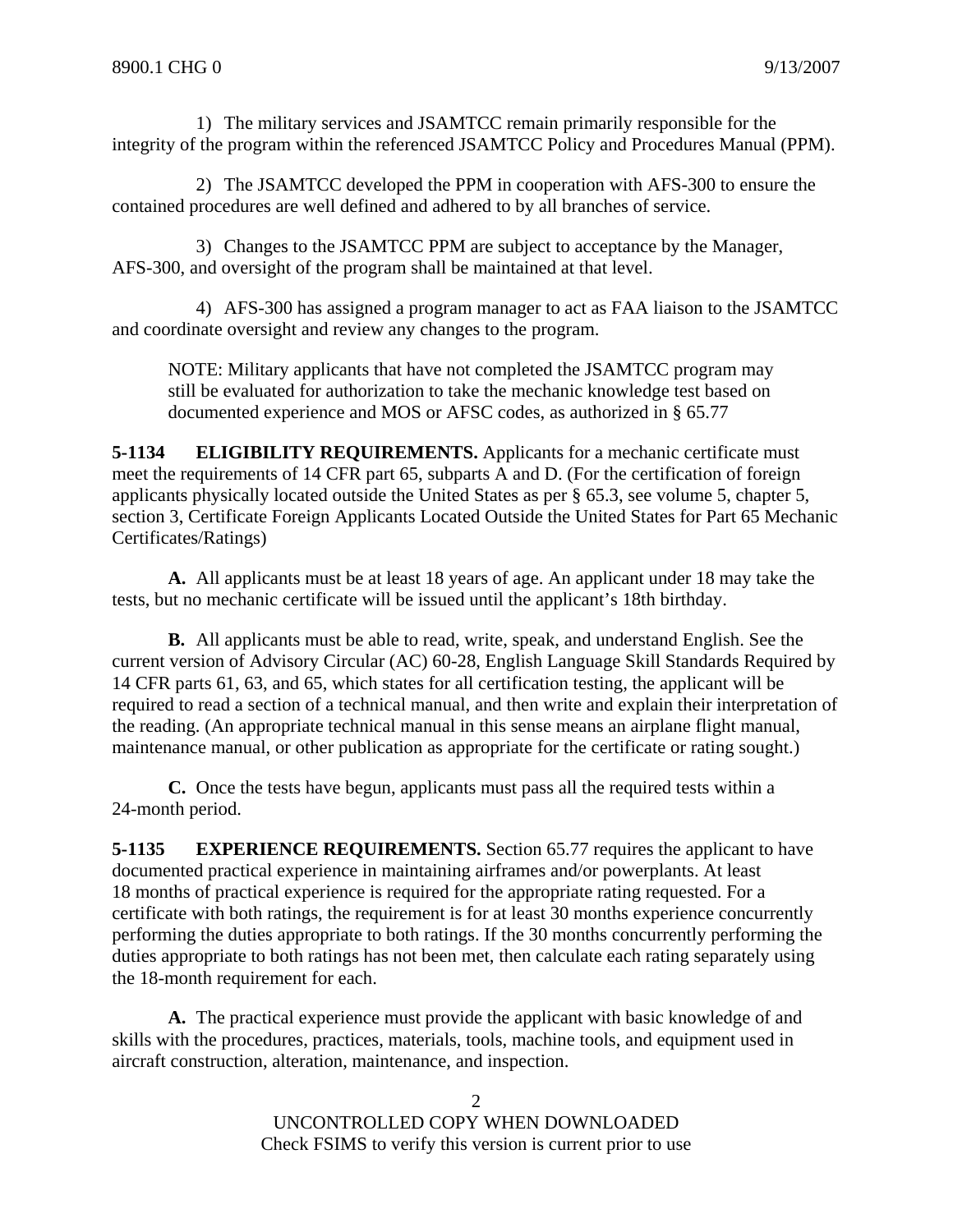1) The military services and JSAMTCC remain primarily responsible for the integrity of the program within the referenced JSAMTCC Policy and Procedures Manual (PPM).

2) The JSAMTCC developed the PPM in cooperation with AFS-300 to ensure the contained procedures are well defined and adhered to by all branches of service.

3) Changes to the JSAMTCC PPM are subject to acceptance by the Manager, AFS-300, and oversight of the program shall be maintained at that level.

4) AFS-300 has assigned a program manager to act as FAA liaison to the JSAMTCC and coordinate oversight and review any changes to the program.

NOTE: Military applicants that have not completed the JSAMTCC program may still be evaluated for authorization to take the mechanic knowledge test based on documented experience and MOS or AFSC codes, as authorized in § 65.77

**5-1134 ELIGIBILITY REQUIREMENTS.** Applicants for a mechanic certificate must meet the requirements of 14 CFR part 65, subparts A and D. (For the certification of foreign applicants physically located outside the United States as per § 65.3, see volume 5, chapter 5, section 3, Certificate Foreign Applicants Located Outside the United States for Part 65 Mechanic Certificates/Ratings)

**A.** All applicants must be at least 18 years of age. An applicant under 18 may take the tests, but no mechanic certificate will be issued until the applicant's 18th birthday.

**B.** All applicants must be able to read, write, speak, and understand English. See the current version of Advisory Circular (AC) 60-28, English Language Skill Standards Required by 14 CFR parts 61, 63, and 65, which states for all certification testing, the applicant will be required to read a section of a technical manual, and then write and explain their interpretation of the reading. (An appropriate technical manual in this sense means an airplane flight manual, maintenance manual, or other publication as appropriate for the certificate or rating sought.)

**C.** Once the tests have begun, applicants must pass all the required tests within a 24-month period.

**5-1135 EXPERIENCE REQUIREMENTS.** Section 65.77 requires the applicant to have documented practical experience in maintaining airframes and/or powerplants. At least 18 months of practical experience is required for the appropriate rating requested. For a certificate with both ratings, the requirement is for at least 30 months experience concurrently performing the duties appropriate to both ratings. If the 30 months concurrently performing the duties appropriate to both ratings has not been met, then calculate each rating separately using the 18-month requirement for each.

**A.** The practical experience must provide the applicant with basic knowledge of and skills with the procedures, practices, materials, tools, machine tools, and equipment used in aircraft construction, alteration, maintenance, and inspection.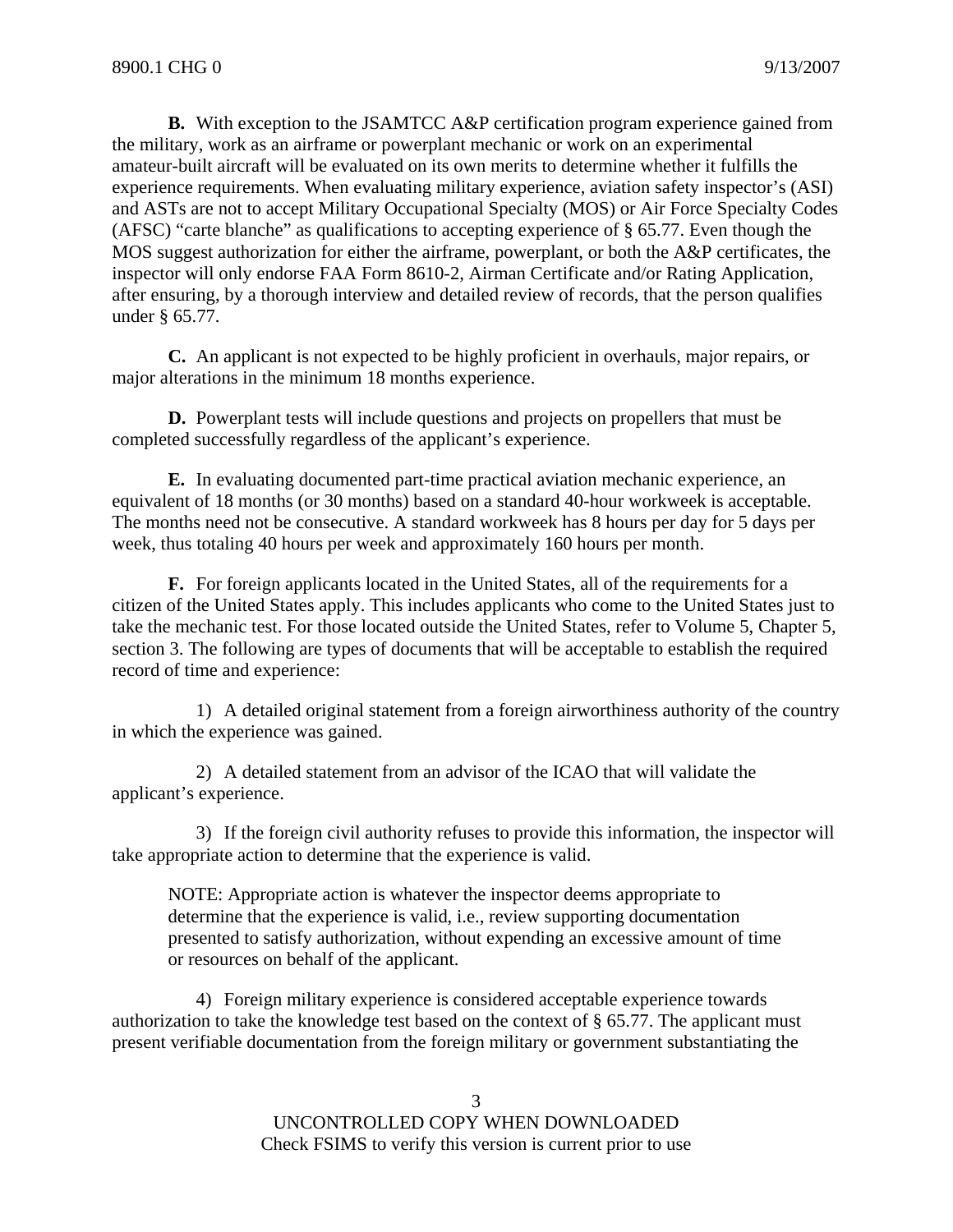**B.** With exception to the JSAMTCC A&P certification program experience gained from the military, work as an airframe or powerplant mechanic or work on an experimental amateur-built aircraft will be evaluated on its own merits to determine whether it fulfills the experience requirements. When evaluating military experience, aviation safety inspector's (ASI) and ASTs are not to accept Military Occupational Specialty (MOS) or Air Force Specialty Codes (AFSC) "carte blanche" as qualifications to accepting experience of § 65.77. Even though the MOS suggest authorization for either the airframe, powerplant, or both the A&P certificates, the inspector will only endorse FAA Form 8610-2, Airman Certificate and/or Rating Application, after ensuring, by a thorough interview and detailed review of records, that the person qualifies under § 65.77.

**C.** An applicant is not expected to be highly proficient in overhauls, major repairs, or major alterations in the minimum 18 months experience.

**D.** Powerplant tests will include questions and projects on propellers that must be completed successfully regardless of the applicant's experience.

**E.** In evaluating documented part-time practical aviation mechanic experience, an equivalent of 18 months (or 30 months) based on a standard 40-hour workweek is acceptable. The months need not be consecutive. A standard workweek has 8 hours per day for 5 days per week, thus totaling 40 hours per week and approximately 160 hours per month.

**F.** For foreign applicants located in the United States, all of the requirements for a citizen of the United States apply. This includes applicants who come to the United States just to take the mechanic test. For those located outside the United States, refer to Volume 5, Chapter 5, section 3. The following are types of documents that will be acceptable to establish the required record of time and experience:

1) A detailed original statement from a foreign airworthiness authority of the country in which the experience was gained.

2) A detailed statement from an advisor of the ICAO that will validate the applicant's experience.

3) If the foreign civil authority refuses to provide this information, the inspector will take appropriate action to determine that the experience is valid.

NOTE: Appropriate action is whatever the inspector deems appropriate to determine that the experience is valid, i.e., review supporting documentation presented to satisfy authorization, without expending an excessive amount of time or resources on behalf of the applicant.

4) Foreign military experience is considered acceptable experience towards authorization to take the knowledge test based on the context of § 65.77. The applicant must present verifiable documentation from the foreign military or government substantiating the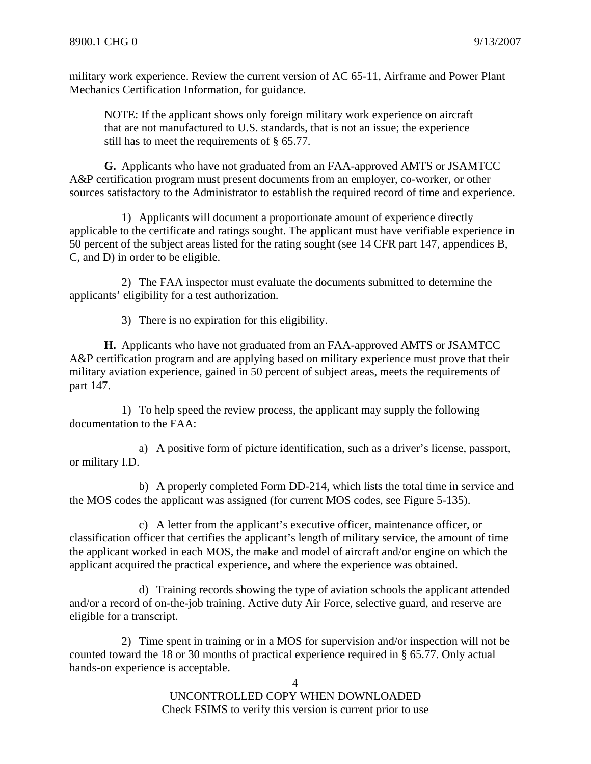military work experience. Review the current version of AC 65-11, Airframe and Power Plant Mechanics Certification Information, for guidance.

> NOTE: If the applicant shows only foreign military work experience on aircraft that are not manufactured to U.S. standards, that is not an issue; the experience still has to meet the requirements of § 65.77.

**G.** Applicants who have not graduated from an FAA-approved AMTS or JSAMTCC A&P certification program must present documents from an employer, co-worker, or other sources satisfactory to the Administrator to establish the required record of time and experience.

1) Applicants will document a proportionate amount of experience directly applicable to the certificate and ratings sought. The applicant must have verifiable experience in 50 percent of the subject areas listed for the rating sought (see 14 CFR part 147, appendices B, C, and D) in order to be eligible.

2) The FAA inspector must evaluate the documents submitted to determine the applicants' eligibility for a test authorization.

3) There is no expiration for this eligibility.

**H.** Applicants who have not graduated from an FAA-approved AMTS or JSAMTCC A&P certification program and are applying based on military experience must prove that their military aviation experience, gained in 50 percent of subject areas, meets the requirements of part 147.

1) To help speed the review process, the applicant may supply the following documentation to the FAA:

a) A positive form of picture identification, such as a driver's license, passport, or military I.D.

b) A properly completed Form DD-214, which lists the total time in service and the MOS codes the applicant was assigned (for current MOS codes, see Figure 5-135).

c) A letter from the applicant's executive officer, maintenance officer, or classification officer that certifies the applicant's length of military service, the amount of time the applicant worked in each MOS, the make and model of aircraft and/or engine on which the applicant acquired the practical experience, and where the experience was obtained.

d) Training records showing the type of aviation schools the applicant attended and/or a record of on-the-job training. Active duty Air Force, selective guard, and reserve are eligible for a transcript.

2) Time spent in training or in a MOS for supervision and/or inspection will not be counted toward the 18 or 30 months of practical experience required in § 65.77. Only actual hands-on experience is acceptable.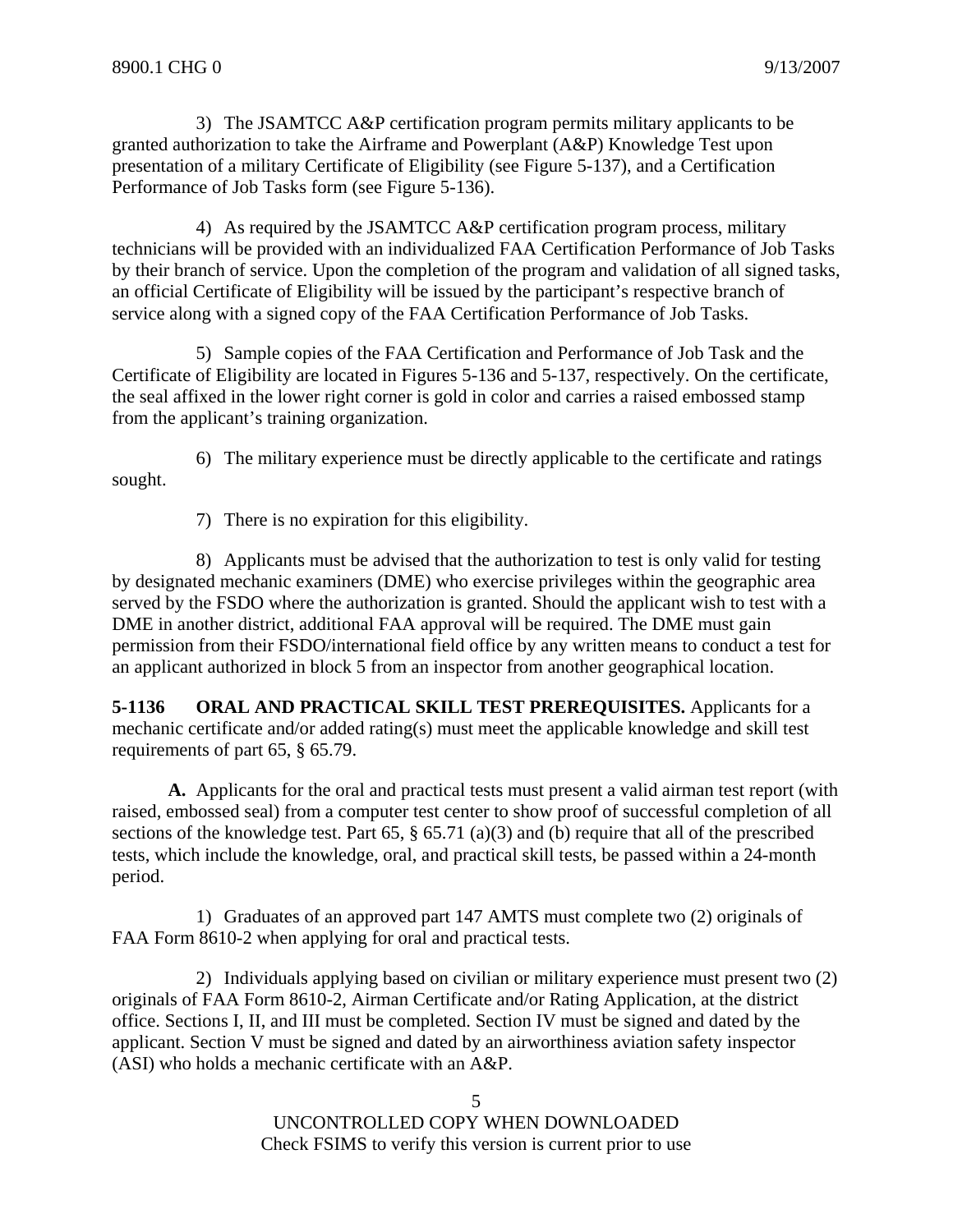3) The JSAMTCC A&P certification program permits military applicants to be granted authorization to take the Airframe and Powerplant (A&P) Knowledge Test upon presentation of a military Certificate of Eligibility (see Figure 5-137), and a Certification Performance of Job Tasks form (see Figure 5-136).

4) As required by the JSAMTCC A&P certification program process, military technicians will be provided with an individualized FAA Certification Performance of Job Tasks by their branch of service. Upon the completion of the program and validation of all signed tasks, an official Certificate of Eligibility will be issued by the participant's respective branch of service along with a signed copy of the FAA Certification Performance of Job Tasks.

5) Sample copies of the FAA Certification and Performance of Job Task and the Certificate of Eligibility are located in Figures 5-136 and 5-137, respectively. On the certificate, the seal affixed in the lower right corner is gold in color and carries a raised embossed stamp from the applicant's training organization.

6) The military experience must be directly applicable to the certificate and ratings sought.

7) There is no expiration for this eligibility.

8) Applicants must be advised that the authorization to test is only valid for testing by designated mechanic examiners (DME) who exercise privileges within the geographic area served by the FSDO where the authorization is granted. Should the applicant wish to test with a DME in another district, additional FAA approval will be required. The DME must gain permission from their FSDO/international field office by any written means to conduct a test for an applicant authorized in block 5 from an inspector from another geographical location.

**5-1136 ORAL AND PRACTICAL SKILL TEST PREREQUISITES.** Applicants for a mechanic certificate and/or added rating(s) must meet the applicable knowledge and skill test requirements of part 65, § 65.79.

**A.** Applicants for the oral and practical tests must present a valid airman test report (with raised, embossed seal) from a computer test center to show proof of successful completion of all sections of the knowledge test. Part 65, § 65.71 (a)(3) and (b) require that all of the prescribed tests, which include the knowledge, oral, and practical skill tests, be passed within a 24-month period.

1) Graduates of an approved part 147 AMTS must complete two (2) originals of FAA Form 8610-2 when applying for oral and practical tests.

2) Individuals applying based on civilian or military experience must present two (2) originals of FAA Form 8610-2, Airman Certificate and/or Rating Application, at the district office. Sections I, II, and III must be completed. Section IV must be signed and dated by the applicant. Section V must be signed and dated by an airworthiness aviation safety inspector (ASI) who holds a mechanic certificate with an A&P.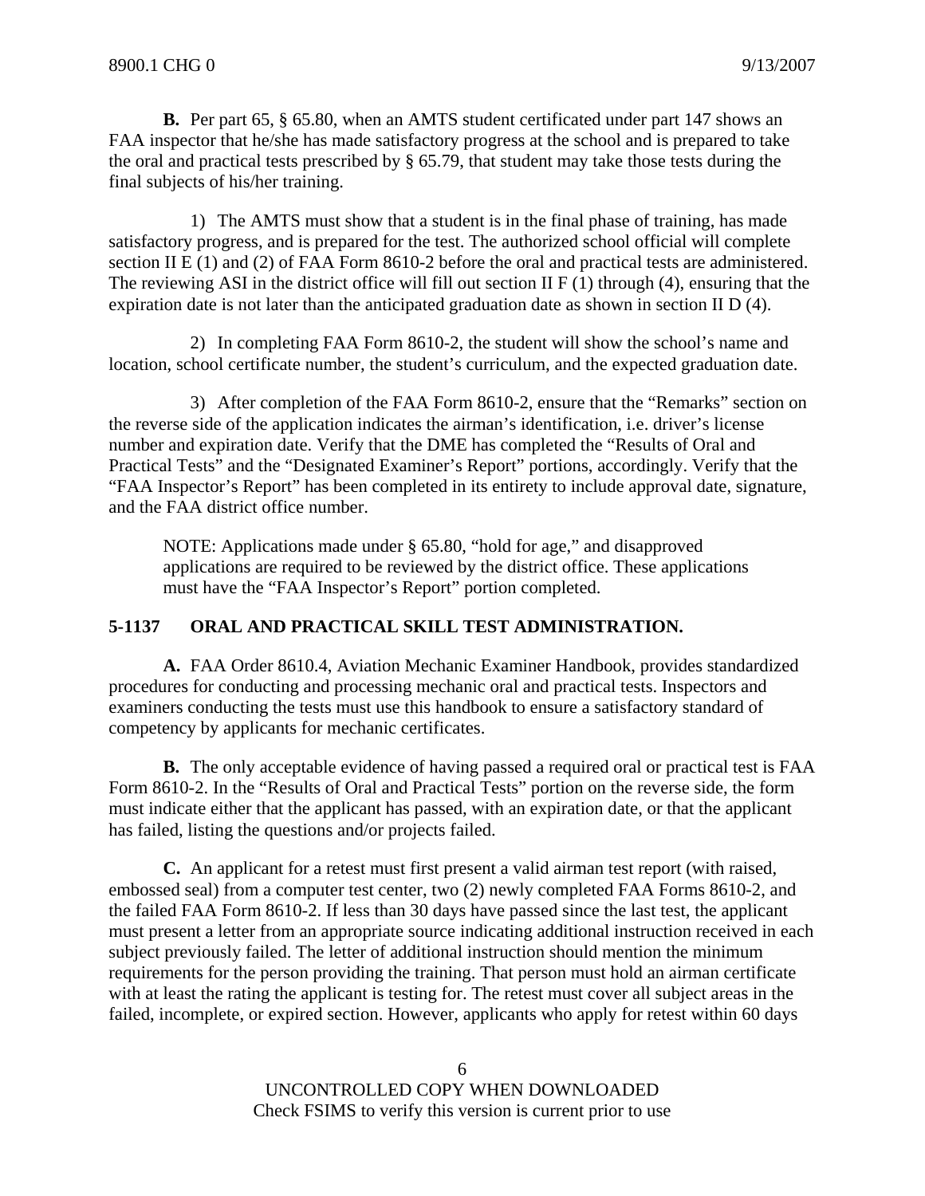**B.** Per part 65, § 65.80, when an AMTS student certificated under part 147 shows an FAA inspector that he/she has made satisfactory progress at the school and is prepared to take the oral and practical tests prescribed by § 65.79, that student may take those tests during the final subjects of his/her training.

1) The AMTS must show that a student is in the final phase of training, has made satisfactory progress, and is prepared for the test. The authorized school official will complete section II E (1) and (2) of FAA Form 8610-2 before the oral and practical tests are administered. The reviewing ASI in the district office will fill out section II F (1) through (4), ensuring that the expiration date is not later than the anticipated graduation date as shown in section II D (4).

2) In completing FAA Form 8610-2, the student will show the school's name and location, school certificate number, the student's curriculum, and the expected graduation date.

3) After completion of the FAA Form 8610-2, ensure that the "Remarks" section on the reverse side of the application indicates the airman's identification, i.e. driver's license number and expiration date. Verify that the DME has completed the "Results of Oral and Practical Tests" and the "Designated Examiner's Report" portions, accordingly. Verify that the "FAA Inspector's Report" has been completed in its entirety to include approval date, signature, and the FAA district office number.

> NOTE: Applications made under § 65.80, "hold for age," and disapproved applications are required to be reviewed by the district office. These applications must have the "FAA Inspector's Report" portion completed.

## 5-1137 ORAL AND PRACTICAL SKILL TEST ADMINISTRATION.

**A.** FAA Order 8610.4, Aviation Mechanic Examiner Handbook, provides standardized procedures for conducting and processing mechanic oral and practical tests. Inspectors and examiners conducting the tests must use this handbook to ensure a satisfactory standard of competency by applicants for mechanic certificates.

**B.** The only acceptable evidence of having passed a required oral or practical test is FAA Form 8610-2. In the "Results of Oral and Practical Tests" portion on the reverse side, the form must indicate either that the applicant has passed, with an expiration date, or that the applicant has failed, listing the questions and/or projects failed.

**C.** An applicant for a retest must first present a valid airman test report (with raised, embossed seal) from a computer test center, two (2) newly completed FAA Forms 8610-2, and the failed FAA Form 8610-2. If less than 30 days have passed since the last test, the applicant must present a letter from an appropriate source indicating additional instruction received in each subject previously failed. The letter of additional instruction should mention the minimum requirements for the person providing the training. That person must hold an airman certificate with at least the rating the applicant is testing for. The retest must cover all subject areas in the failed, incomplete, or expired section. However, applicants who apply for retest within 60 days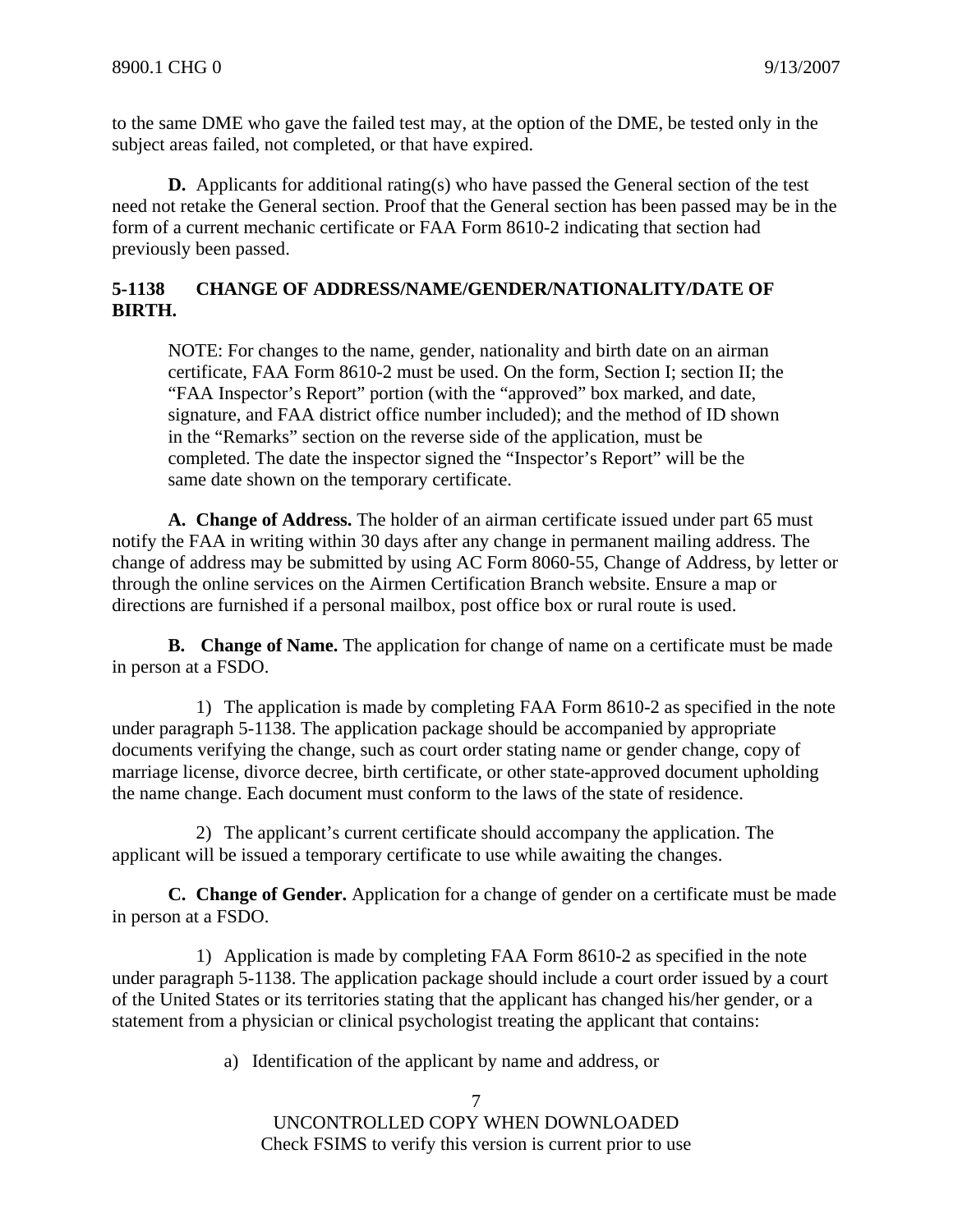to the same DME who gave the failed test may, at the option of the DME, be tested only in the subject areas failed, not completed, or that have expired.

**D.** Applicants for additional rating(s) who have passed the General section of the test need not retake the General section. Proof that the General section has been passed may be in the form of a current mechanic certificate or FAA Form 8610-2 indicating that section had previously been passed.

## 5-1138 CHANGE OF ADDRESS/NAME/GENDER/NATIONALITY/DATE OF BIRTH.

NOTE: For changes to the name, gender, nationality and birth date on an airman certificate, FAA Form 8610-2 must be used. On the form, Section I; section II; the "FAA Inspector's Report" portion (with the "approved" box marked, and date, signature, and FAA district office number included); and the method of ID shown in the "Remarks" section on the reverse side of the application, must be completed. The date the inspector signed the "Inspector's Report" will be the same date shown on the temporary certificate.

**A. Change of Address.** The holder of an airman certificate issued under part 65 must notify the FAA in writing within 30 days after any change in permanent mailing address. The change of address may be submitted by using AC Form 8060-55, Change of Address, by letter or through the online services on the Airmen Certification Branch website. Ensure a map or directions are furnished if a personal mailbox, post office box or rural route is used.

**B. Change of Name.** The application for change of name on a certificate must be made in person at a FSDO.

1) The application is made by completing FAA Form 8610-2 as specified in the note under paragraph 5-1138. The application package should be accompanied by appropriate documents verifying the change, such as court order stating name or gender change, copy of marriage license, divorce decree, birth certificate, or other state-approved document upholding the name change. Each document must conform to the laws of the state of residence.

2) The applicant's current certificate should accompany the application. The applicant will be issued a temporary certificate to use while awaiting the changes.

**C. Change of Gender.** Application for a change of gender on a certificate must be made in person at a FSDO.

1) Application is made by completing FAA Form 8610-2 as specified in the note under paragraph 5-1138. The application package should include a court order issued by a court of the United States or its territories stating that the applicant has changed his/her gender, or a statement from a physician or clinical psychologist treating the applicant that contains:

a) Identification of the applicant by name and address, or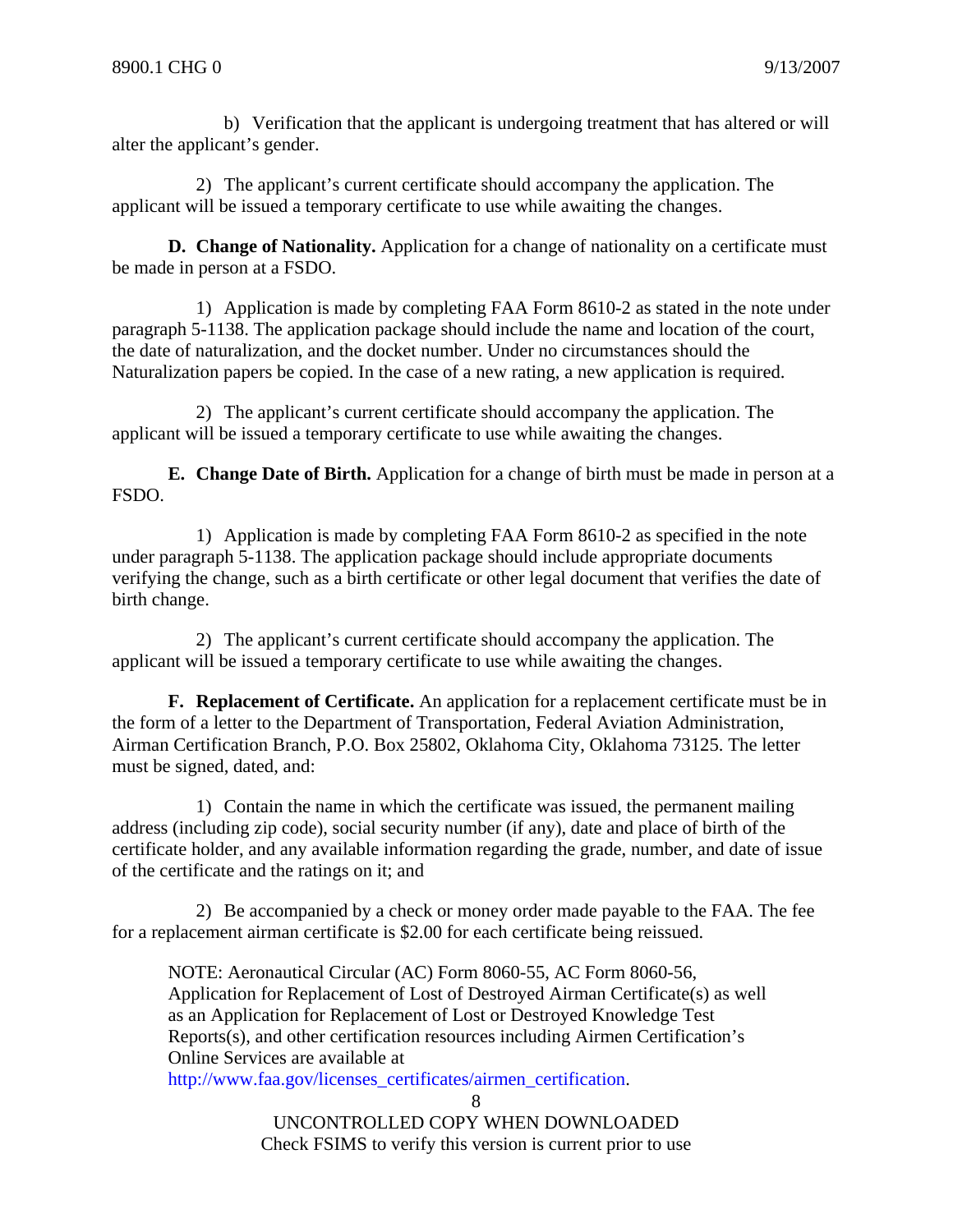b) Verification that the applicant is undergoing treatment that has altered or will alter the applicant's gender.

2) The applicant's current certificate should accompany the application. The applicant will be issued a temporary certificate to use while awaiting the changes.

**D. Change of Nationality.** Application for a change of nationality on a certificate must be made in person at a FSDO.

1) Application is made by completing FAA Form 8610-2 as stated in the note under paragraph 5-1138. The application package should include the name and location of the court, the date of naturalization, and the docket number. Under no circumstances should the Naturalization papers be copied. In the case of a new rating, a new application is required.

2) The applicant's current certificate should accompany the application. The applicant will be issued a temporary certificate to use while awaiting the changes.

**E. Change Date of Birth.** Application for a change of birth must be made in person at a FSDO.

1) Application is made by completing FAA Form 8610-2 as specified in the note under paragraph 5-1138. The application package should include appropriate documents verifying the change, such as a birth certificate or other legal document that verifies the date of birth change.

2) The applicant's current certificate should accompany the application. The applicant will be issued a temporary certificate to use while awaiting the changes.

**F. Replacement of Certificate.** An application for a replacement certificate must be in the form of a letter to the Department of Transportation, Federal Aviation Administration, Airman Certification Branch, P.O. Box 25802, Oklahoma City, Oklahoma 73125. The letter must be signed, dated, and:

1) Contain the name in which the certificate was issued, the permanent mailing address (including zip code), social security number (if any), date and place of birth of the certificate holder, and any available information regarding the grade, number, and date of issue of the certificate and the ratings on it; and

2) Be accompanied by a check or money order made payable to the FAA. The fee for a replacement airman certificate is $2.00 for each certificate being reissued.

NOTE: Aeronautical Circular (AC) Form 8060-55, AC Form 8060-56, Application for Replacement of Lost of Destroyed Airman Certificate(s) as well as an Application for Replacement of Lost or Destroyed Knowledge Test Reports(s), and other certification resources including Airmen Certification's Online Services are available at http://www.faa.gov/licenses_certificates/airmen_certification.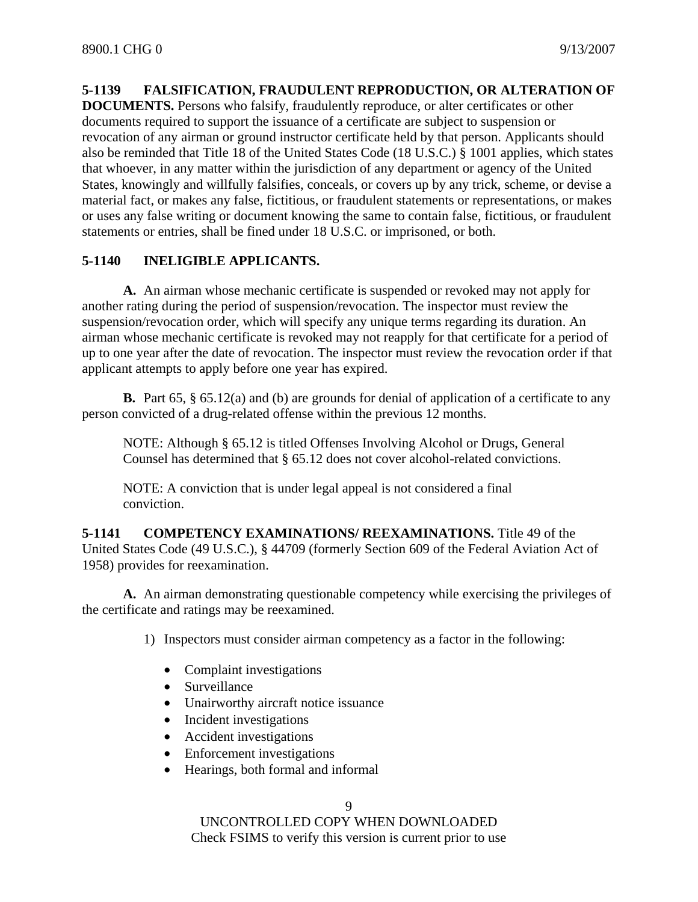**5-1139 FALSIFICATION, FRAUDULENT REPRODUCTION, OR ALTERATION OF DOCUMENTS.** Persons who falsify, fraudulently reproduce, or alter certificates or other documents required to support the issuance of a certificate are subject to suspension or revocation of any airman or ground instructor certificate held by that person. Applicants should also be reminded that Title 18 of the United States Code (18 U.S.C.) § 1001 applies, which states that whoever, in any matter within the jurisdiction of any department or agency of the United States, knowingly and willfully falsifies, conceals, or covers up by any trick, scheme, or devise a material fact, or makes any false, fictitious, or fraudulent statements or representations, or makes or uses any false writing or document knowing the same to contain false, fictitious, or fraudulent statements or entries, shall be fined under 18 U.S.C. or imprisoned, or both.

**5-1140 INELIGIBLE APPLICANTS.**

**A.** An airman whose mechanic certificate is suspended or revoked may not apply for another rating during the period of suspension/revocation. The inspector must review the suspension/revocation order, which will specify any unique terms regarding its duration. An airman whose mechanic certificate is revoked may not reapply for that certificate for a period of up to one year after the date of revocation. The inspector must review the revocation order if that applicant attempts to apply before one year has expired.

**B.** Part 65, § 65.12(a) and (b) are grounds for denial of application of a certificate to any person convicted of a drug-related offense within the previous 12 months.

NOTE: Although § 65.12 is titled Offenses Involving Alcohol or Drugs, General Counsel has determined that § 65.12 does not cover alcohol-related convictions.

NOTE: A conviction that is under legal appeal is not considered a final conviction.

**5-1141 COMPETENCY EXAMINATIONS/ REEXAMINATIONS.** Title 49 of the United States Code (49 U.S.C.), § 44709 (formerly Section 609 of the Federal Aviation Act of 1958) provides for reexamination.

**A.** An airman demonstrating questionable competency while exercising the privileges of the certificate and ratings may be reexamined.

1) Inspectors must consider airman competency as a factor in the following:

- Complaint investigations
- Surveillance
- Unairworthy aircraft notice issuance
- Incident investigations
- Accident investigations
- Enforcement investigations
- Hearings, both formal and informal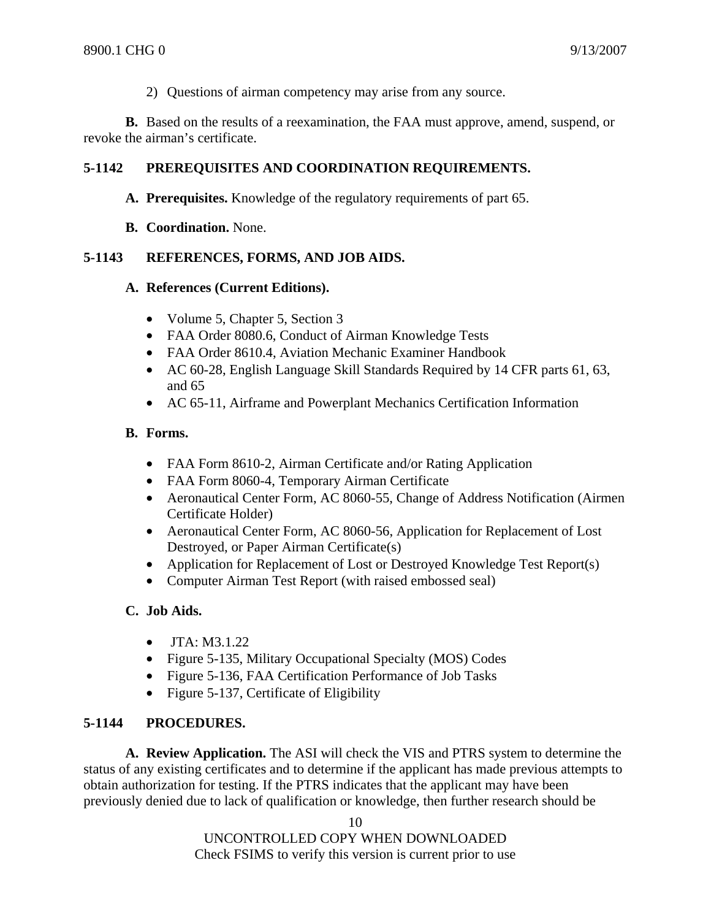2) Questions of airman competency may arise from any source.

**B.** Based on the results of a reexamination, the FAA must approve, amend, suspend, or revoke the airman's certificate.

## 5-1142 PREREQUISITES AND COORDINATION REQUIREMENTS.

**A. Prerequisites.** Knowledge of the regulatory requirements of part 65.

**B. Coordination.** None.

## 5-1143 REFERENCES, FORMS, AND JOB AIDS.

**A. References (Current Editions).**

- Volume 5, Chapter 5, Section 3
- FAA Order 8080.6, Conduct of Airman Knowledge Tests
- FAA Order 8610.4, Aviation Mechanic Examiner Handbook
- AC 60-28, English Language Skill Standards Required by 14 CFR parts 61, 63, and 65
- AC 65-11, Airframe and Powerplant Mechanics Certification Information

**B. Forms.**

- FAA Form 8610-2, Airman Certificate and/or Rating Application
- FAA Form 8060-4, Temporary Airman Certificate
- Aeronautical Center Form, AC 8060-55, Change of Address Notification (Airmen Certificate Holder)
- Aeronautical Center Form, AC 8060-56, Application for Replacement of Lost Destroyed, or Paper Airman Certificate(s)
- Application for Replacement of Lost or Destroyed Knowledge Test Report(s)
- Computer Airman Test Report (with raised embossed seal)

**C. Job Aids.**

- JTA: M3.1.22
- Figure 5-135, Military Occupational Specialty (MOS) Codes
- Figure 5-136, FAA Certification Performance of Job Tasks
- Figure 5-137, Certificate of Eligibility

## 5-1144 PROCEDURES.

**A. Review Application.** The ASI will check the VIS and PTRS system to determine the status of any existing certificates and to determine if the applicant has made previous attempts to obtain authorization for testing. If the PTRS indicates that the applicant may have been previously denied due to lack of qualification or knowledge, then further research should be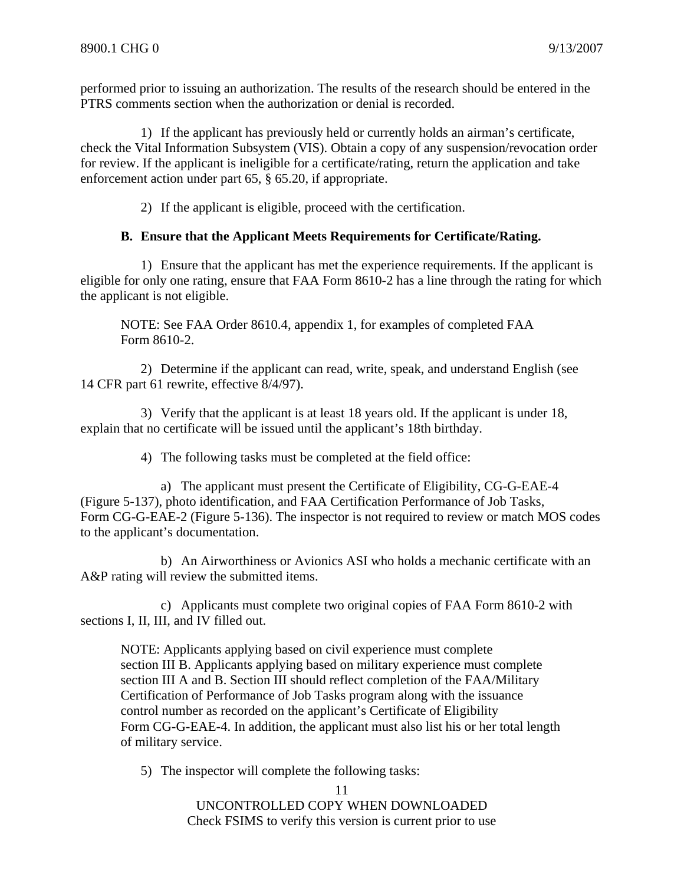performed prior to issuing an authorization. The results of the research should be entered in the PTRS comments section when the authorization or denial is recorded.

1) If the applicant has previously held or currently holds an airman's certificate, check the Vital Information Subsystem (VIS). Obtain a copy of any suspension/revocation order for review. If the applicant is ineligible for a certificate/rating, return the application and take enforcement action under part 65, § 65.20, if appropriate.

2) If the applicant is eligible, proceed with the certification.

**B. Ensure that the Applicant Meets Requirements for Certificate/Rating.**

1) Ensure that the applicant has met the experience requirements. If the applicant is eligible for only one rating, ensure that FAA Form 8610-2 has a line through the rating for which the applicant is not eligible.

NOTE: See FAA Order 8610.4, appendix 1, for examples of completed FAA Form 8610-2.

2) Determine if the applicant can read, write, speak, and understand English (see 14 CFR part 61 rewrite, effective 8/4/97).

3) Verify that the applicant is at least 18 years old. If the applicant is under 18, explain that no certificate will be issued until the applicant's 18th birthday.

4) The following tasks must be completed at the field office:

a) The applicant must present the Certificate of Eligibility, CG-G-EAE-4 (Figure 5-137), photo identification, and FAA Certification Performance of Job Tasks, Form CG-G-EAE-2 (Figure 5-136). The inspector is not required to review or match MOS codes to the applicant's documentation.

b) An Airworthiness or Avionics ASI who holds a mechanic certificate with an A&P rating will review the submitted items.

c) Applicants must complete two original copies of FAA Form 8610-2 with sections I, II, III, and IV filled out.

NOTE: Applicants applying based on civil experience must complete section III B. Applicants applying based on military experience must complete section III A and B. Section III should reflect completion of the FAA/Military Certification of Performance of Job Tasks program along with the issuance control number as recorded on the applicant's Certificate of Eligibility Form CG-G-EAE-4. In addition, the applicant must also list his or her total length of military service.

5) The inspector will complete the following tasks: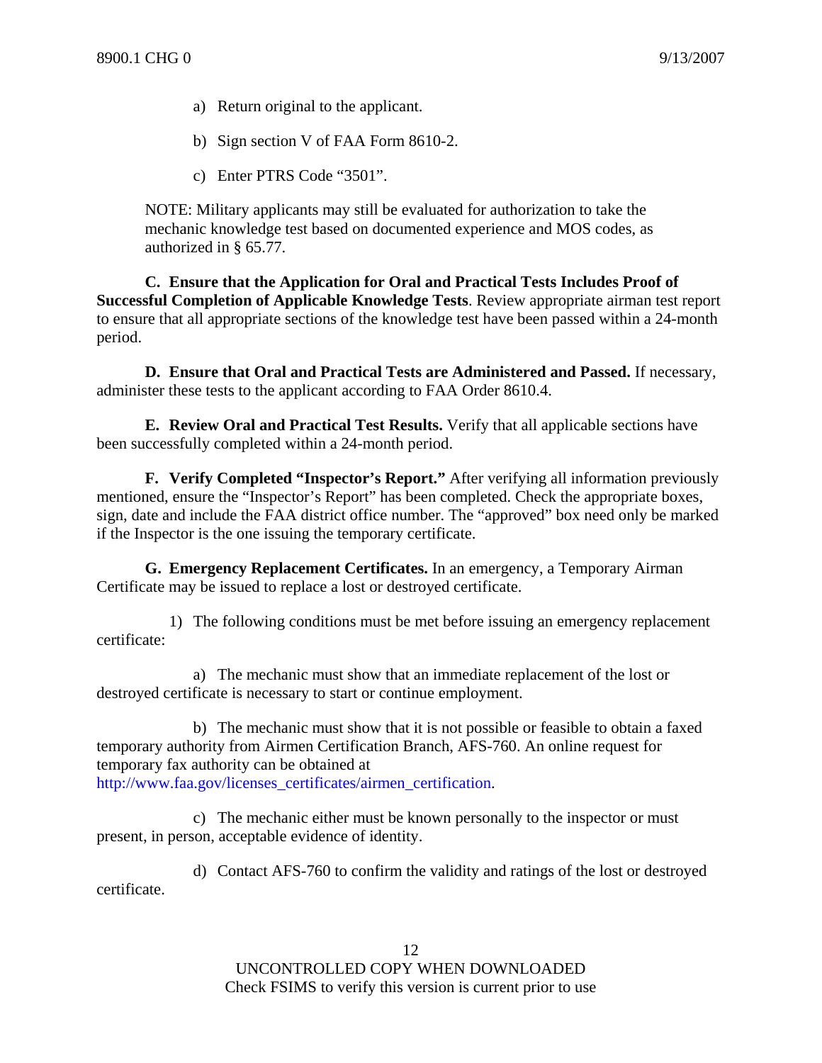a) Return original to the applicant.

b) Sign section V of FAA Form 8610-2.

c) Enter PTRS Code “3501”.

NOTE: Military applicants may still be evaluated for authorization to take the mechanic knowledge test based on documented experience and MOS codes, as authorized in § 65.77.

**C. Ensure that the Application for Oral and Practical Tests Includes Proof of Successful Completion of Applicable Knowledge Tests**. Review appropriate airman test report to ensure that all appropriate sections of the knowledge test have been passed within a 24-month period.

**D. Ensure that Oral and Practical Tests are Administered and Passed.** If necessary, administer these tests to the applicant according to FAA Order 8610.4.

**E. Review Oral and Practical Test Results.** Verify that all applicable sections have been successfully completed within a 24-month period.

**F. Verify Completed “Inspector’s Report.”** After verifying all information previously mentioned, ensure the “Inspector’s Report” has been completed. Check the appropriate boxes, sign, date and include the FAA district office number. The “approved” box need only be marked if the Inspector is the one issuing the temporary certificate.

**G. Emergency Replacement Certificates.** In an emergency, a Temporary Airman Certificate may be issued to replace a lost or destroyed certificate.

1) The following conditions must be met before issuing an emergency replacement certificate:

a) The mechanic must show that an immediate replacement of the lost or destroyed certificate is necessary to start or continue employment.

b) The mechanic must show that it is not possible or feasible to obtain a faxed temporary authority from Airmen Certification Branch, AFS-760. An online request for temporary fax authority can be obtained at http://www.faa.gov/licenses_certificates/airmen_certification.

c) The mechanic either must be known personally to the inspector or must present, in person, acceptable evidence of identity.

d) Contact AFS-760 to confirm the validity and ratings of the lost or destroyed certificate.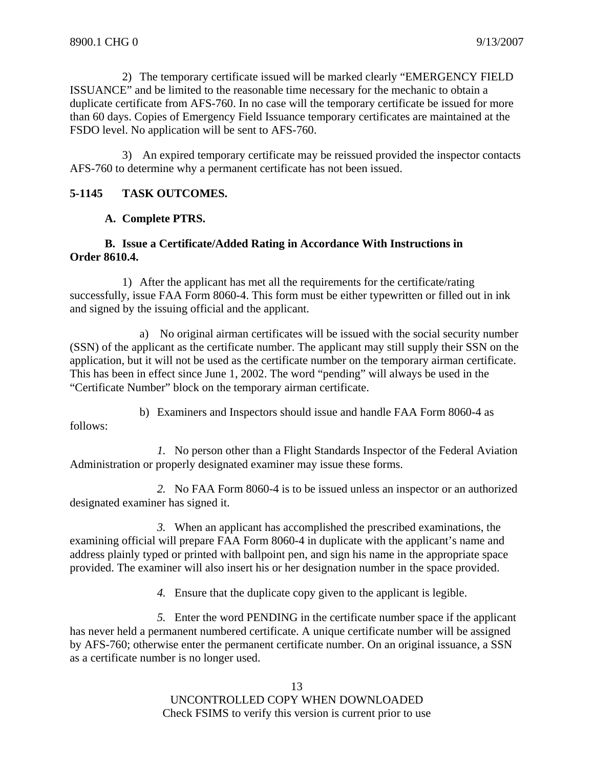2) The temporary certificate issued will be marked clearly "EMERGENCY FIELD ISSUANCE" and be limited to the reasonable time necessary for the mechanic to obtain a duplicate certificate from AFS-760. In no case will the temporary certificate be issued for more than 60 days. Copies of Emergency Field Issuance temporary certificates are maintained at the FSDO level. No application will be sent to AFS-760.

3) An expired temporary certificate may be reissued provided the inspector contacts AFS-760 to determine why a permanent certificate has not been issued.

**5-1145 TASK OUTCOMES.**

**A. Complete PTRS.**

**B. Issue a Certificate/Added Rating in Accordance With Instructions in Order 8610.4.**

1) After the applicant has met all the requirements for the certificate/rating successfully, issue FAA Form 8060-4. This form must be either typewritten or filled out in ink and signed by the issuing official and the applicant.

a) No original airman certificates will be issued with the social security number (SSN) of the applicant as the certificate number. The applicant may still supply their SSN on the application, but it will not be used as the certificate number on the temporary airman certificate. This has been in effect since June 1, 2002. The word "pending" will always be used in the "Certificate Number" block on the temporary airman certificate.

b) Examiners and Inspectors should issue and handle FAA Form 8060-4 as follows:

*1.* No person other than a Flight Standards Inspector of the Federal Aviation Administration or properly designated examiner may issue these forms.

*2.* No FAA Form 8060-4 is to be issued unless an inspector or an authorized designated examiner has signed it.

*3.* When an applicant has accomplished the prescribed examinations, the examining official will prepare FAA Form 8060-4 in duplicate with the applicant's name and address plainly typed or printed with ballpoint pen, and sign his name in the appropriate space provided. The examiner will also insert his or her designation number in the space provided.

*4.* Ensure that the duplicate copy given to the applicant is legible.

*5.* Enter the word PENDING in the certificate number space if the applicant has never held a permanent numbered certificate. A unique certificate number will be assigned by AFS-760; otherwise enter the permanent certificate number. On an original issuance, a SSN as a certificate number is no longer used.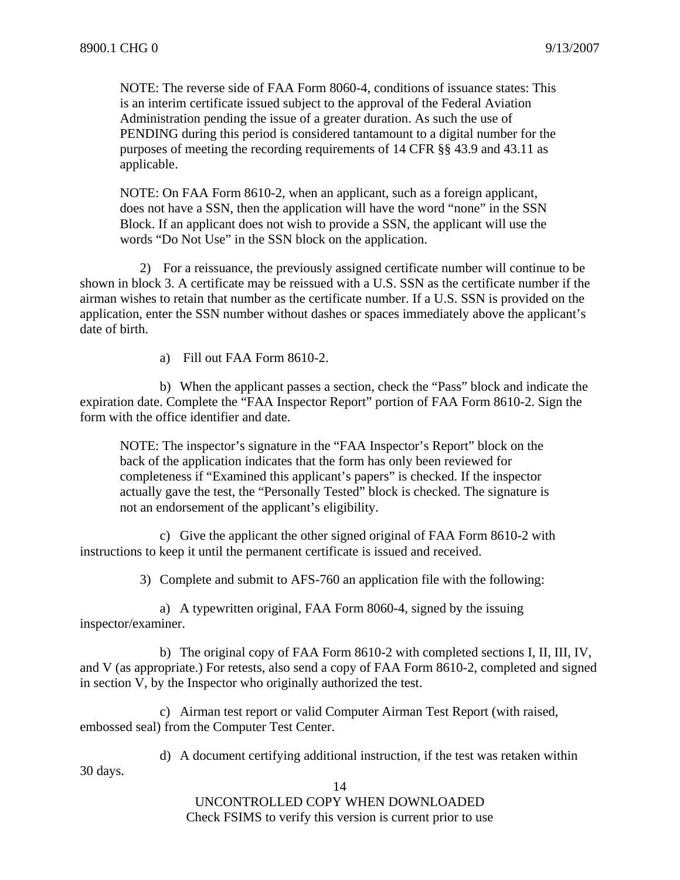NOTE: The reverse side of FAA Form 8060-4, conditions of issuance states: This is an interim certificate issued subject to the approval of the Federal Aviation Administration pending the issue of a greater duration. As such the use of PENDING during this period is considered tantamount to a digital number for the purposes of meeting the recording requirements of 14 CFR §§ 43.9 and 43.11 as applicable.

NOTE: On FAA Form 8610-2, when an applicant, such as a foreign applicant, does not have a SSN, then the application will have the word "none" in the SSN Block. If an applicant does not wish to provide a SSN, the applicant will use the words "Do Not Use" in the SSN block on the application.

2) For a reissuance, the previously assigned certificate number will continue to be shown in block 3. A certificate may be reissued with a U.S. SSN as the certificate number if the airman wishes to retain that number as the certificate number. If a U.S. SSN is provided on the application, enter the SSN number without dashes or spaces immediately above the applicant's date of birth.

a) Fill out FAA Form 8610-2.

b) When the applicant passes a section, check the "Pass" block and indicate the expiration date. Complete the "FAA Inspector Report" portion of FAA Form 8610-2. Sign the form with the office identifier and date.

NOTE: The inspector's signature in the "FAA Inspector's Report" block on the back of the application indicates that the form has only been reviewed for completeness if "Examined this applicant's papers" is checked. If the inspector actually gave the test, the "Personally Tested" block is checked. The signature is not an endorsement of the applicant's eligibility.

c) Give the applicant the other signed original of FAA Form 8610-2 with instructions to keep it until the permanent certificate is issued and received.

3) Complete and submit to AFS-760 an application file with the following:

a) A typewritten original, FAA Form 8060-4, signed by the issuing inspector/examiner.

b) The original copy of FAA Form 8610-2 with completed sections I, II, III, IV, and V (as appropriate.) For retests, also send a copy of FAA Form 8610-2, completed and signed in section V, by the Inspector who originally authorized the test.

c) Airman test report or valid Computer Airman Test Report (with raised, embossed seal) from the Computer Test Center.

d) A document certifying additional instruction, if the test was retaken within 30 days.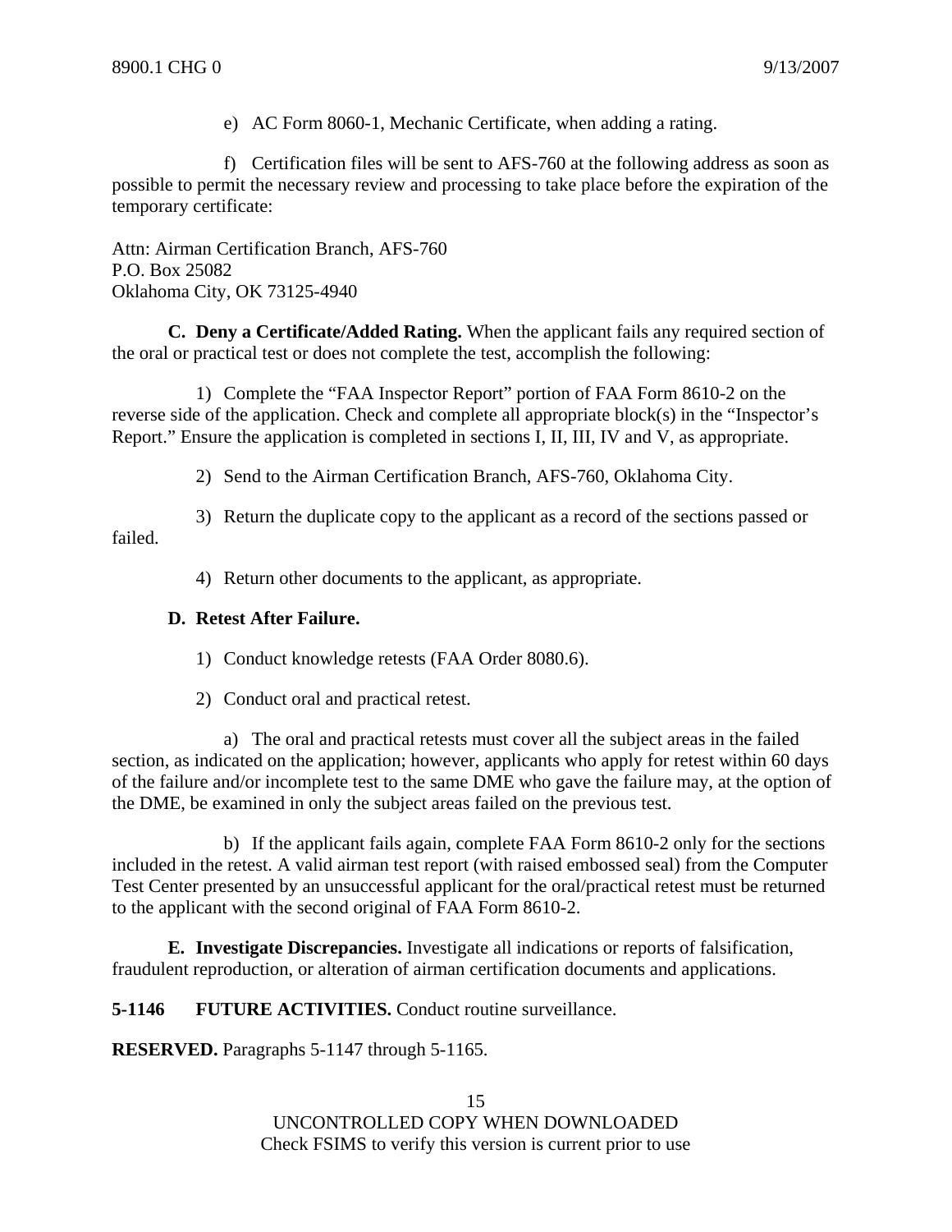e) AC Form 8060-1, Mechanic Certificate, when adding a rating.

f) Certification files will be sent to AFS-760 at the following address as soon as possible to permit the necessary review and processing to take place before the expiration of the temporary certificate:

Attn: Airman Certification Branch, AFS-760
P.O. Box 25082
Oklahoma City, OK 73125-4940

**C. Deny a Certificate/Added Rating.** When the applicant fails any required section of the oral or practical test or does not complete the test, accomplish the following:

1) Complete the "FAA Inspector Report" portion of FAA Form 8610-2 on the reverse side of the application. Check and complete all appropriate block(s) in the "Inspector's Report." Ensure the application is completed in sections I, II, III, IV and V, as appropriate.

2) Send to the Airman Certification Branch, AFS-760, Oklahoma City.

3) Return the duplicate copy to the applicant as a record of the sections passed or failed.

4) Return other documents to the applicant, as appropriate.

**D. Retest After Failure.**

1) Conduct knowledge retests (FAA Order 8080.6).

2) Conduct oral and practical retest.

a) The oral and practical retests must cover all the subject areas in the failed section, as indicated on the application; however, applicants who apply for retest within 60 days of the failure and/or incomplete test to the same DME who gave the failure may, at the option of the DME, be examined in only the subject areas failed on the previous test.

b) If the applicant fails again, complete FAA Form 8610-2 only for the sections included in the retest. A valid airman test report (with raised embossed seal) from the Computer Test Center presented by an unsuccessful applicant for the oral/practical retest must be returned to the applicant with the second original of FAA Form 8610-2.

**E. Investigate Discrepancies.** Investigate all indications or reports of falsification, fraudulent reproduction, or alteration of airman certification documents and applications.

**5-1146 FUTURE ACTIVITIES.** Conduct routine surveillance.

**RESERVED.** Paragraphs 5-1147 through 5-1165.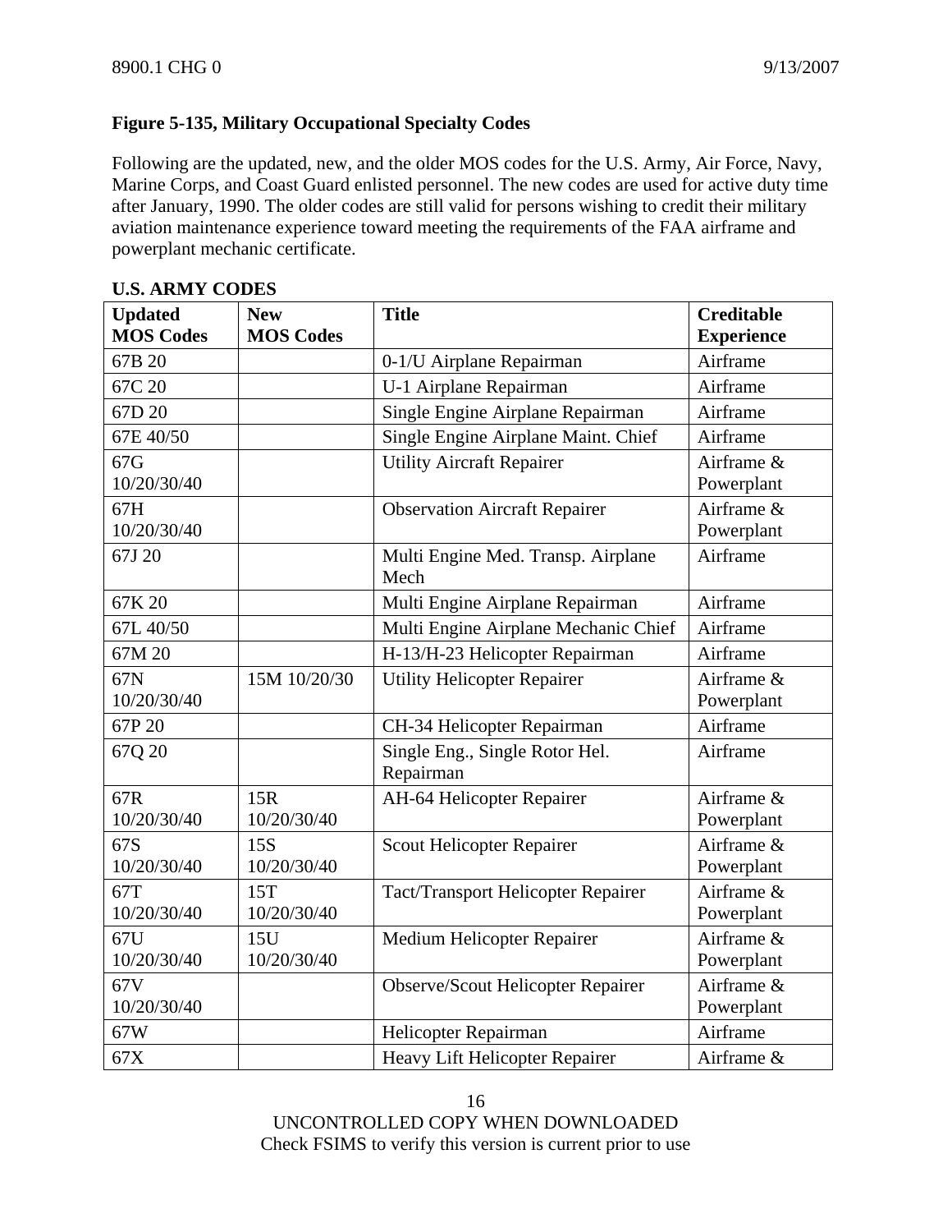**Figure 5-135, Military Occupational Specialty Codes**

Following are the updated, new, and the older MOS codes for the U.S. Army, Air Force, Navy, Marine Corps, and Coast Guard enlisted personnel. The new codes are used for active duty time after January, 1990. The older codes are still valid for persons wishing to credit their military aviation maintenance experience toward meeting the requirements of the FAA airframe and powerplant mechanic certificate.

**U.S. ARMY CODES**

| Updated MOS Codes | New MOS Codes | Title | Creditable Experience |
|---|---|---|---|
| 67B 20 | | 0-1/U Airplane Repairman | Airframe |
| 67C 20 | | U-1 Airplane Repairman | Airframe |
| 67D 20 | | Single Engine Airplane Repairman | Airframe |
| 67E 40/50 | | Single Engine Airplane Maint. Chief | Airframe |
| 67G 10/20/30/40 | | Utility Aircraft Repairer | Airframe & Powerplant |
| 67H 10/20/30/40 | | Observation Aircraft Repairer | Airframe & Powerplant |
| 67J 20 | | Multi Engine Med. Transp. Airplane Mech | Airframe |
| 67K 20 | | Multi Engine Airplane Repairman | Airframe |
| 67L 40/50 | | Multi Engine Airplane Mechanic Chief | Airframe |
| 67M 20 | | H-13/H-23 Helicopter Repairman | Airframe |
| 67N 10/20/30/40 | 15M 10/20/30 | Utility Helicopter Repairer | Airframe & Powerplant |
| 67P 20 | | CH-34 Helicopter Repairman | Airframe |
| 67Q 20 | | Single Eng., Single Rotor Hel. Repairman | Airframe |
| 67R 10/20/30/40 | 15R 10/20/30/40 | AH-64 Helicopter Repairer | Airframe & Powerplant |
| 67S 10/20/30/40 | 15S 10/20/30/40 | Scout Helicopter Repairer | Airframe & Powerplant |
| 67T 10/20/30/40 | 15T 10/20/30/40 | Tact/Transport Helicopter Repairer | Airframe & Powerplant |
| 67U 10/20/30/40 | 15U 10/20/30/40 | Medium Helicopter Repairer | Airframe & Powerplant |
| 67V 10/20/30/40 | | Observe/Scout Helicopter Repairer | Airframe & Powerplant |
| 67W | | Helicopter Repairman | Airframe |
| 67X | | Heavy Lift Helicopter Repairer | Airframe & |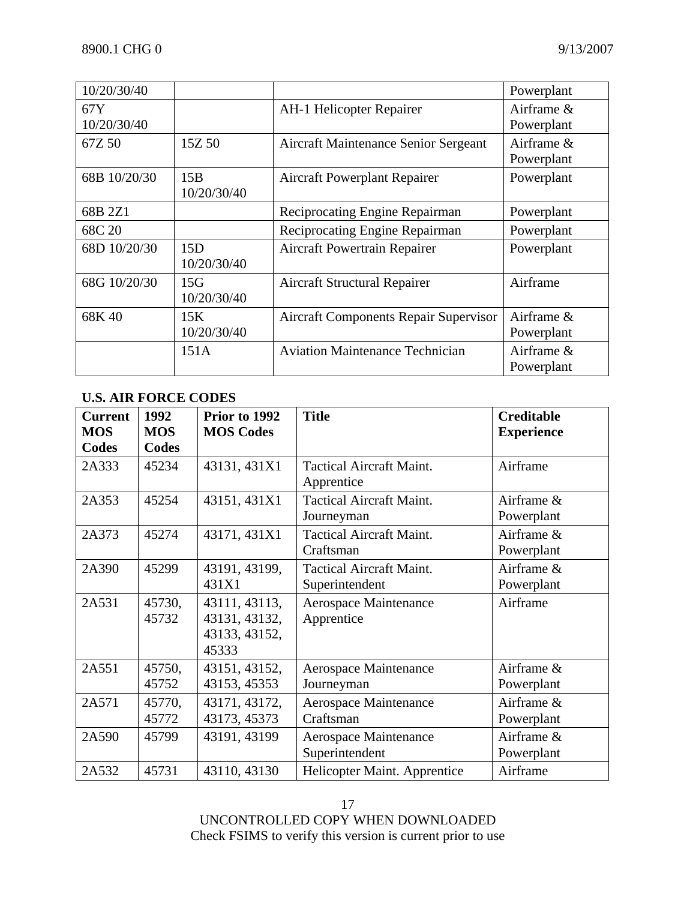| | | | |
|---|---|---|---|
| 10/20/30/40 | | | Powerplant |
| 67Y 10/20/30/40 | | AH-1 Helicopter Repairer | Airframe & Powerplant |
| 67Z 50 | 15Z 50 | Aircraft Maintenance Senior Sergeant | Airframe & Powerplant |
| 68B 10/20/30 | 15B 10/20/30/40 | Aircraft Powerplant Repairer | Powerplant |
| 68B 2Z1 | | Reciprocating Engine Repairman | Powerplant |
| 68C 20 | | Reciprocating Engine Repairman | Powerplant |
| 68D 10/20/30 | 15D 10/20/30/40 | Aircraft Powertrain Repairer | Powerplant |
| 68G 10/20/30 | 15G 10/20/30/40 | Aircraft Structural Repairer | Airframe |
| 68K 40 | 15K 10/20/30/40 | Aircraft Components Repair Supervisor | Airframe & Powerplant |
| | 151A | Aviation Maintenance Technician | Airframe & Powerplant |

**U.S. AIR FORCE CODES**

| Current MOS Codes | 1992 MOS Codes | Prior to 1992 MOS Codes | Title | Creditable Experience |
|---|---|---|---|---|
| 2A333 | 45234 | 43131, 431X1 | Tactical Aircraft Maint. Apprentice | Airframe |
| 2A353 | 45254 | 43151, 431X1 | Tactical Aircraft Maint. Journeyman | Airframe & Powerplant |
| 2A373 | 45274 | 43171, 431X1 | Tactical Aircraft Maint. Craftsman | Airframe & Powerplant |
| 2A390 | 45299 | 43191, 43199, 431X1 | Tactical Aircraft Maint. Superintendent | Airframe & Powerplant |
| 2A531 | 45730, 45732 | 43111, 43113, 43131, 43132, 43133, 43152, 45333 | Aerospace Maintenance Apprentice | Airframe |
| 2A551 | 45750, 45752 | 43151, 43152, 43153, 45353 | Aerospace Maintenance Journeyman | Airframe & Powerplant |
| 2A571 | 45770, 45772 | 43171, 43172, 43173, 45373 | Aerospace Maintenance Craftsman | Airframe & Powerplant |
| 2A590 | 45799 | 43191, 43199 | Aerospace Maintenance Superintendent | Airframe & Powerplant |
| 2A532 | 45731 | 43110, 43130 | Helicopter Maint. Apprentice | Airframe |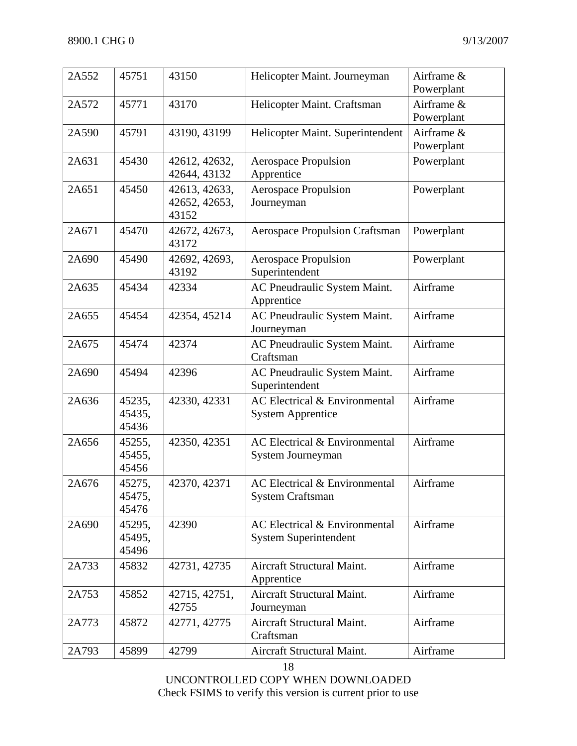| | | | | |
|---|---|---|---|---|
| 2A552 | 45751 | 43150 | Helicopter Maint. Journeyman | Airframe & Powerplant |
| 2A572 | 45771 | 43170 | Helicopter Maint. Craftsman | Airframe & Powerplant |
| 2A590 | 45791 | 43190, 43199 | Helicopter Maint. Superintendent | Airframe & Powerplant |
| 2A631 | 45430 | 42612, 42632, 42644, 43132 | Aerospace Propulsion Apprentice | Powerplant |
| 2A651 | 45450 | 42613, 42633, 42652, 42653, 43152 | Aerospace Propulsion Journeyman | Powerplant |
| 2A671 | 45470 | 42672, 42673, 43172 | Aerospace Propulsion Craftsman | Powerplant |
| 2A690 | 45490 | 42692, 42693, 43192 | Aerospace Propulsion Superintendent | Powerplant |
| 2A635 | 45434 | 42334 | AC Pneudraulic System Maint. Apprentice | Airframe |
| 2A655 | 45454 | 42354, 45214 | AC Pneudraulic System Maint. Journeyman | Airframe |
| 2A675 | 45474 | 42374 | AC Pneudraulic System Maint. Craftsman | Airframe |
| 2A690 | 45494 | 42396 | AC Pneudraulic System Maint. Superintendent | Airframe |
| 2A636 | 45235, 45435, 45436 | 42330, 42331 | AC Electrical & Environmental System Apprentice | Airframe |
| 2A656 | 45255, 45455, 45456 | 42350, 42351 | AC Electrical & Environmental System Journeyman | Airframe |
| 2A676 | 45275, 45475, 45476 | 42370, 42371 | AC Electrical & Environmental System Craftsman | Airframe |
| 2A690 | 45295, 45495, 45496 | 42390 | AC Electrical & Environmental System Superintendent | Airframe |
| 2A733 | 45832 | 42731, 42735 | Aircraft Structural Maint. Apprentice | Airframe |
| 2A753 | 45852 | 42715, 42751, 42755 | Aircraft Structural Maint. Journeyman | Airframe |
| 2A773 | 45872 | 42771, 42775 | Aircraft Structural Maint. Craftsman | Airframe |
| 2A793 | 45899 | 42799 | Aircraft Structural Maint. | Airframe |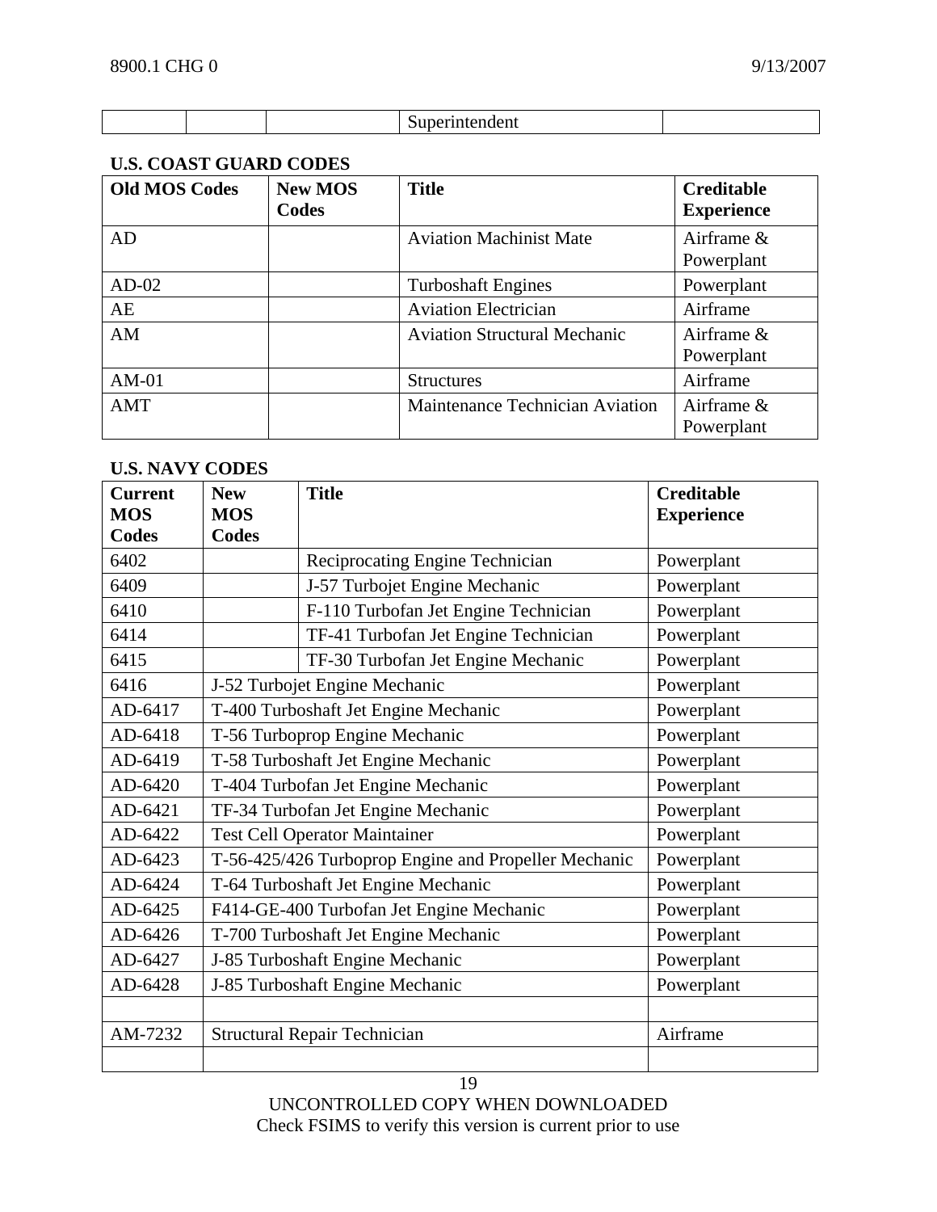| | | | Superintendent | |
|---|---|---|---|---|

**U.S. COAST GUARD CODES**

| Old MOS Codes | New MOS Codes | Title | Creditable Experience |
|---|---|---|---|
| AD | | Aviation Machinist Mate | Airframe & Powerplant |
| AD-02 | | Turboshaft Engines | Powerplant |
| AE | | Aviation Electrician | Airframe |
| AM | | Aviation Structural Mechanic | Airframe & Powerplant |
| AM-01 | | Structures | Airframe |
| AMT | | Maintenance Technician Aviation | Airframe & Powerplant |

**U.S. NAVY CODES**

| Current MOS Codes | New MOS Codes | Title | Creditable Experience |
|---|---|---|---|
| 6402 | | Reciprocating Engine Technician | Powerplant |
| 6409 | | J-57 Turbojet Engine Mechanic | Powerplant |
| 6410 | | F-110 Turbofan Jet Engine Technician | Powerplant |
| 6414 | | TF-41 Turbofan Jet Engine Technician | Powerplant |
| 6415 | | TF-30 Turbofan Jet Engine Mechanic | Powerplant |
| 6416 | J-52 Turbojet Engine Mechanic | | Powerplant |
| AD-6417 | T-400 Turboshaft Jet Engine Mechanic | | Powerplant |
| AD-6418 | T-56 Turboprop Engine Mechanic | | Powerplant |
| AD-6419 | T-58 Turboshaft Jet Engine Mechanic | | Powerplant |
| AD-6420 | T-404 Turbofan Jet Engine Mechanic | | Powerplant |
| AD-6421 | TF-34 Turbofan Jet Engine Mechanic | | Powerplant |
| AD-6422 | Test Cell Operator Maintainer | | Powerplant |
| AD-6423 | T-56-425/426 Turboprop Engine and Propeller Mechanic | | Powerplant |
| AD-6424 | T-64 Turboshaft Jet Engine Mechanic | | Powerplant |
| AD-6425 | F414-GE-400 Turbofan Jet Engine Mechanic | | Powerplant |
| AD-6426 | T-700 Turboshaft Jet Engine Mechanic | | Powerplant |
| AD-6427 | J-85 Turboshaft Engine Mechanic | | Powerplant |
| AD-6428 | J-85 Turboshaft Engine Mechanic | | Powerplant |
| | | | |
| AM-7232 | Structural Repair Technician | | Airframe |
| | | | |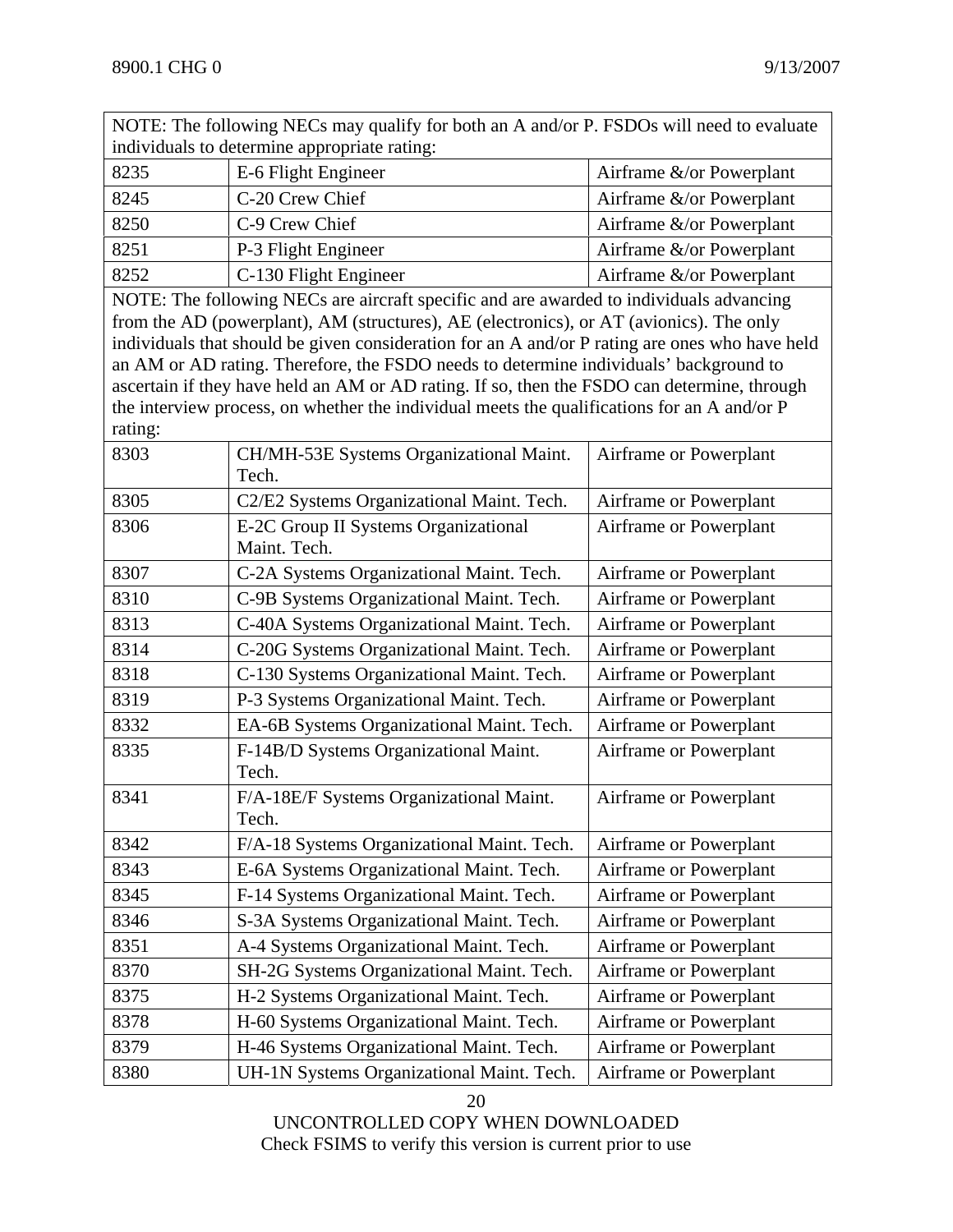| NOTE: The following NECs may qualify for both an A and/or P. FSDOs will need to evaluate individuals to determine appropriate rating: | | |
|---|---|---|
| 8235 | E-6 Flight Engineer | Airframe &/or Powerplant |
| 8245 | C-20 Crew Chief | Airframe &/or Powerplant |
| 8250 | C-9 Crew Chief | Airframe &/or Powerplant |
| 8251 | P-3 Flight Engineer | Airframe &/or Powerplant |
| 8252 | C-130 Flight Engineer | Airframe &/or Powerplant |
| NOTE: The following NECs are aircraft specific and are awarded to individuals advancing from the AD (powerplant), AM (structures), AE (electronics), or AT (avionics). The only individuals that should be given consideration for an A and/or P rating are ones who have held an AM or AD rating. Therefore, the FSDO needs to determine individuals' background to ascertain if they have held an AM or AD rating. If so, then the FSDO can determine, through the interview process, on whether the individual meets the qualifications for an A and/or P rating: | | |
| 8303 | CH/MH-53E Systems Organizational Maint. Tech. | Airframe or Powerplant |
| 8305 | C2/E2 Systems Organizational Maint. Tech. | Airframe or Powerplant |
| 8306 | E-2C Group II Systems Organizational Maint. Tech. | Airframe or Powerplant |
| 8307 | C-2A Systems Organizational Maint. Tech. | Airframe or Powerplant |
| 8310 | C-9B Systems Organizational Maint. Tech. | Airframe or Powerplant |
| 8313 | C-40A Systems Organizational Maint. Tech. | Airframe or Powerplant |
| 8314 | C-20G Systems Organizational Maint. Tech. | Airframe or Powerplant |
| 8318 | C-130 Systems Organizational Maint. Tech. | Airframe or Powerplant |
| 8319 | P-3 Systems Organizational Maint. Tech. | Airframe or Powerplant |
| 8332 | EA-6B Systems Organizational Maint. Tech. | Airframe or Powerplant |
| 8335 | F-14B/D Systems Organizational Maint. Tech. | Airframe or Powerplant |
| 8341 | F/A-18E/F Systems Organizational Maint. Tech. | Airframe or Powerplant |
| 8342 | F/A-18 Systems Organizational Maint. Tech. | Airframe or Powerplant |
| 8343 | E-6A Systems Organizational Maint. Tech. | Airframe or Powerplant |
| 8345 | F-14 Systems Organizational Maint. Tech. | Airframe or Powerplant |
| 8346 | S-3A Systems Organizational Maint. Tech. | Airframe or Powerplant |
| 8351 | A-4 Systems Organizational Maint. Tech. | Airframe or Powerplant |
| 8370 | SH-2G Systems Organizational Maint. Tech. | Airframe or Powerplant |
| 8375 | H-2 Systems Organizational Maint. Tech. | Airframe or Powerplant |
| 8378 | H-60 Systems Organizational Maint. Tech. | Airframe or Powerplant |
| 8379 | H-46 Systems Organizational Maint. Tech. | Airframe or Powerplant |
| 8380 | UH-1N Systems Organizational Maint. Tech. | Airframe or Powerplant |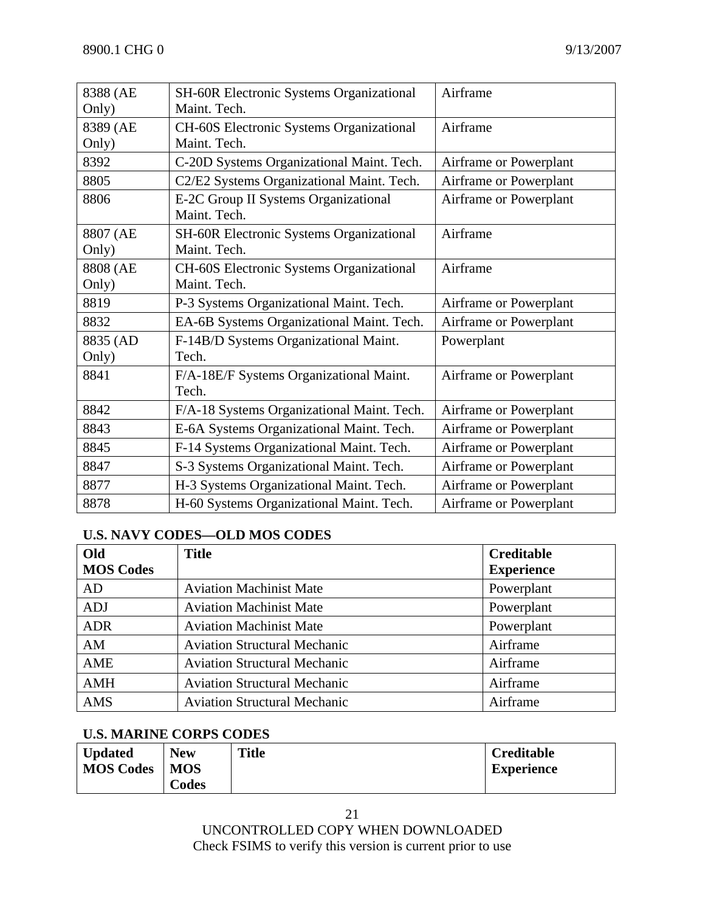| | | |
|---|---|---|
| 8388 (AE Only) | SH-60R Electronic Systems Organizational Maint. Tech. | Airframe |
| 8389 (AE Only) | CH-60S Electronic Systems Organizational Maint. Tech. | Airframe |
| 8392 | C-20D Systems Organizational Maint. Tech. | Airframe or Powerplant |
| 8805 | C2/E2 Systems Organizational Maint. Tech. | Airframe or Powerplant |
| 8806 | E-2C Group II Systems Organizational Maint. Tech. | Airframe or Powerplant |
| 8807 (AE Only) | SH-60R Electronic Systems Organizational Maint. Tech. | Airframe |
| 8808 (AE Only) | CH-60S Electronic Systems Organizational Maint. Tech. | Airframe |
| 8819 | P-3 Systems Organizational Maint. Tech. | Airframe or Powerplant |
| 8832 | EA-6B Systems Organizational Maint. Tech. | Airframe or Powerplant |
| 8835 (AD Only) | F-14B/D Systems Organizational Maint. Tech. | Powerplant |
| 8841 | F/A-18E/F Systems Organizational Maint. Tech. | Airframe or Powerplant |
| 8842 | F/A-18 Systems Organizational Maint. Tech. | Airframe or Powerplant |
| 8843 | E-6A Systems Organizational Maint. Tech. | Airframe or Powerplant |
| 8845 | F-14 Systems Organizational Maint. Tech. | Airframe or Powerplant |
| 8847 | S-3 Systems Organizational Maint. Tech. | Airframe or Powerplant |
| 8877 | H-3 Systems Organizational Maint. Tech. | Airframe or Powerplant |
| 8878 | H-60 Systems Organizational Maint. Tech. | Airframe or Powerplant |

**U.S. NAVY CODES—OLD MOS CODES**

| Old MOS Codes | Title | Creditable Experience |
|---|---|---|
| AD | Aviation Machinist Mate | Powerplant |
| ADJ | Aviation Machinist Mate | Powerplant |
| ADR | Aviation Machinist Mate | Powerplant |
| AM | Aviation Structural Mechanic | Airframe |
| AME | Aviation Structural Mechanic | Airframe |
| AMH | Aviation Structural Mechanic | Airframe |
| AMS | Aviation Structural Mechanic | Airframe |

**U.S. MARINE CORPS CODES**

| Updated MOS Codes | New MOS Codes | Title | Creditable Experience |
|---|---|---|---|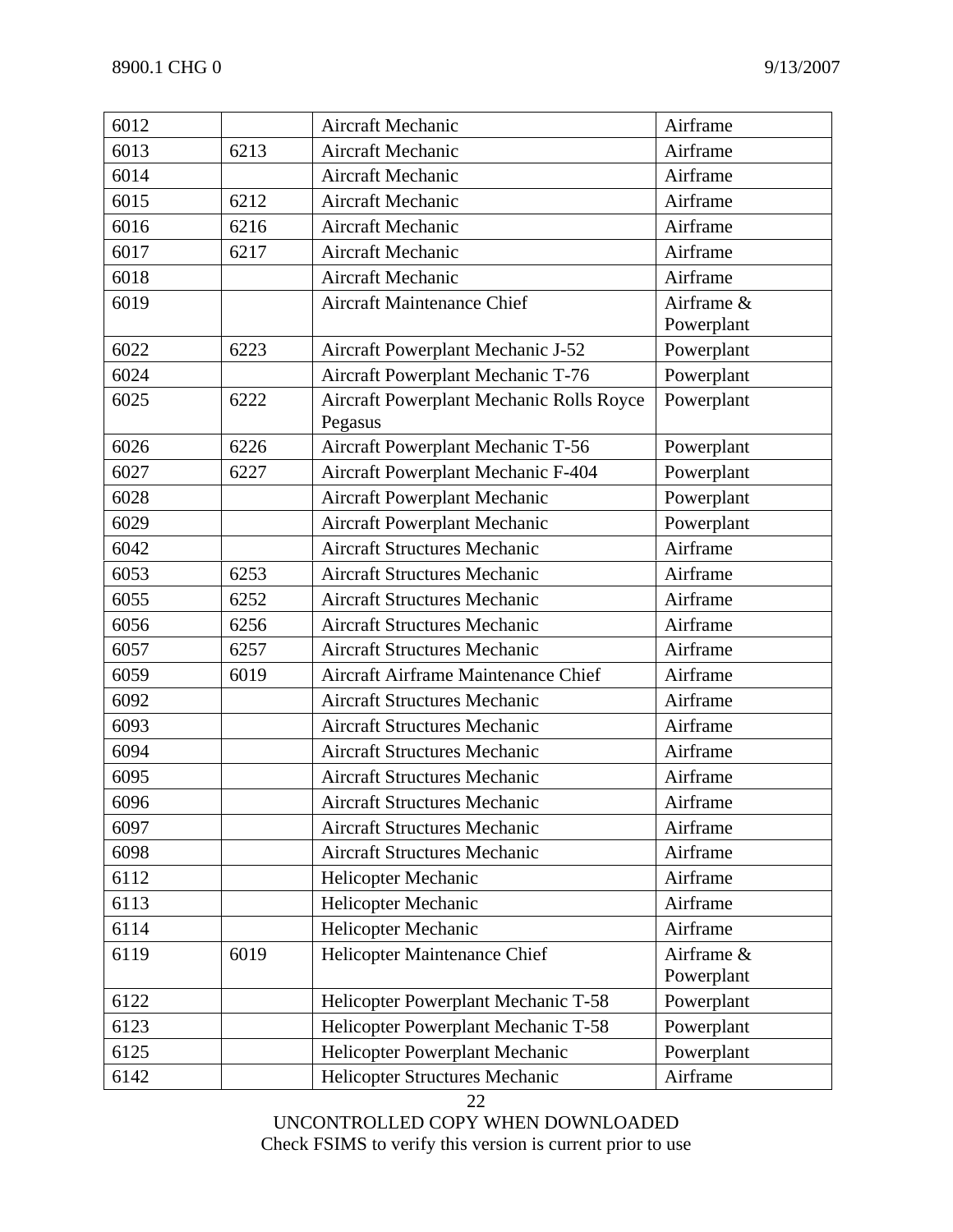| | | | |
|---|---|---|---|
| 6012 | | Aircraft Mechanic | Airframe |
| 6013 | 6213 | Aircraft Mechanic | Airframe |
| 6014 | | Aircraft Mechanic | Airframe |
| 6015 | 6212 | Aircraft Mechanic | Airframe |
| 6016 | 6216 | Aircraft Mechanic | Airframe |
| 6017 | 6217 | Aircraft Mechanic | Airframe |
| 6018 | | Aircraft Mechanic | Airframe |
| 6019 | | Aircraft Maintenance Chief | Airframe & Powerplant |
| 6022 | 6223 | Aircraft Powerplant Mechanic J-52 | Powerplant |
| 6024 | | Aircraft Powerplant Mechanic T-76 | Powerplant |
| 6025 | 6222 | Aircraft Powerplant Mechanic Rolls Royce Pegasus | Powerplant |
| 6026 | 6226 | Aircraft Powerplant Mechanic T-56 | Powerplant |
| 6027 | 6227 | Aircraft Powerplant Mechanic F-404 | Powerplant |
| 6028 | | Aircraft Powerplant Mechanic | Powerplant |
| 6029 | | Aircraft Powerplant Mechanic | Powerplant |
| 6042 | | Aircraft Structures Mechanic | Airframe |
| 6053 | 6253 | Aircraft Structures Mechanic | Airframe |
| 6055 | 6252 | Aircraft Structures Mechanic | Airframe |
| 6056 | 6256 | Aircraft Structures Mechanic | Airframe |
| 6057 | 6257 | Aircraft Structures Mechanic | Airframe |
| 6059 | 6019 | Aircraft Airframe Maintenance Chief | Airframe |
| 6092 | | Aircraft Structures Mechanic | Airframe |
| 6093 | | Aircraft Structures Mechanic | Airframe |
| 6094 | | Aircraft Structures Mechanic | Airframe |
| 6095 | | Aircraft Structures Mechanic | Airframe |
| 6096 | | Aircraft Structures Mechanic | Airframe |
| 6097 | | Aircraft Structures Mechanic | Airframe |
| 6098 | | Aircraft Structures Mechanic | Airframe |
| 6112 | | Helicopter Mechanic | Airframe |
| 6113 | | Helicopter Mechanic | Airframe |
| 6114 | | Helicopter Mechanic | Airframe |
| 6119 | 6019 | Helicopter Maintenance Chief | Airframe & Powerplant |
| 6122 | | Helicopter Powerplant Mechanic T-58 | Powerplant |
| 6123 | | Helicopter Powerplant Mechanic T-58 | Powerplant |
| 6125 | | Helicopter Powerplant Mechanic | Powerplant |
| 6142 | | Helicopter Structures Mechanic | Airframe |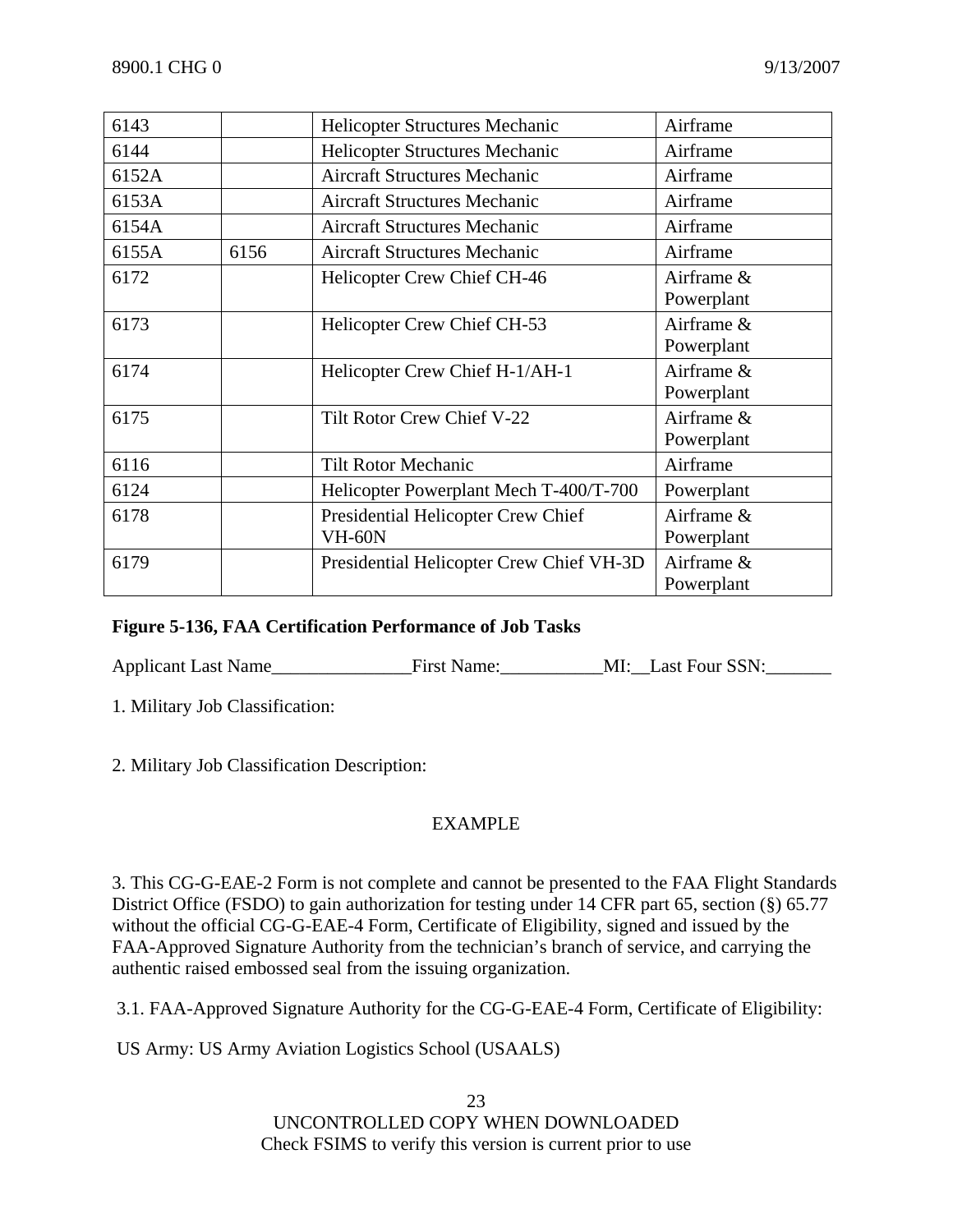| 6143 | | Helicopter Structures Mechanic | Airframe |
|---|---|---|---|
| 6144 | | Helicopter Structures Mechanic | Airframe |
| 6152A | | Aircraft Structures Mechanic | Airframe |
| 6153A | | Aircraft Structures Mechanic | Airframe |
| 6154A | | Aircraft Structures Mechanic | Airframe |
| 6155A | 6156 | Aircraft Structures Mechanic | Airframe |
| 6172 | | Helicopter Crew Chief CH-46 | Airframe & Powerplant |
| 6173 | | Helicopter Crew Chief CH-53 | Airframe & Powerplant |
| 6174 | | Helicopter Crew Chief H-1/AH-1 | Airframe & Powerplant |
| 6175 | | Tilt Rotor Crew Chief V-22 | Airframe & Powerplant |
| 6116 | | Tilt Rotor Mechanic | Airframe |
| 6124 | | Helicopter Powerplant Mech T-400/T-700 | Powerplant |
| 6178 | | Presidential Helicopter Crew Chief VH-60N | Airframe & Powerplant |
| 6179 | | Presidential Helicopter Crew Chief VH-3D | Airframe & Powerplant |

**Figure 5-136, FAA Certification Performance of Job Tasks**

Applicant Last Name_______________First Name:___________MI:__Last Four SSN:_______

1. Military Job Classification:

2. Military Job Classification Description:

EXAMPLE

3. This CG-G-EAE-2 Form is not complete and cannot be presented to the FAA Flight Standards District Office (FSDO) to gain authorization for testing under 14 CFR part 65, section (§) 65.77 without the official CG-G-EAE-4 Form, Certificate of Eligibility, signed and issued by the FAA-Approved Signature Authority from the technician's branch of service, and carrying the authentic raised embossed seal from the issuing organization.

3.1. FAA-Approved Signature Authority for the CG-G-EAE-4 Form, Certificate of Eligibility:

US Army: US Army Aviation Logistics School (USAALS)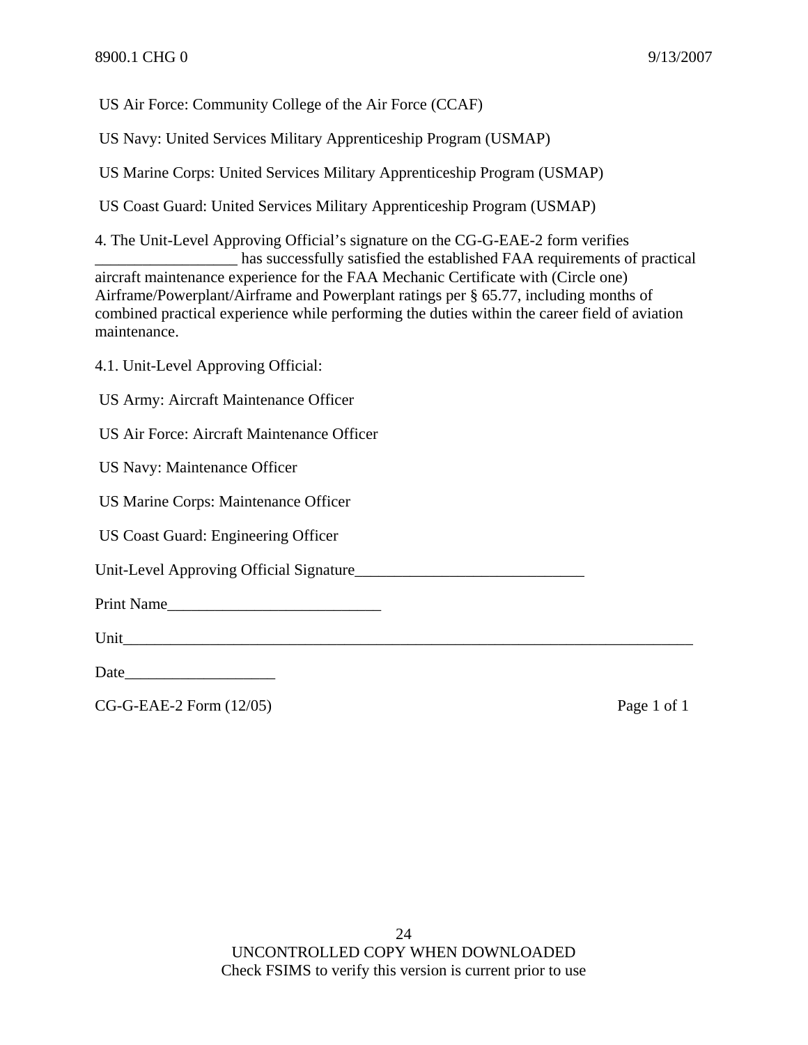US Air Force: Community College of the Air Force (CCAF)

US Navy: United Services Military Apprenticeship Program (USMAP)

US Marine Corps: United Services Military Apprenticeship Program (USMAP)

US Coast Guard: United Services Military Apprenticeship Program (USMAP)

4. The Unit-Level Approving Official's signature on the CG-G-EAE-2 form verifies __________________ has successfully satisfied the established FAA requirements of practical aircraft maintenance experience for the FAA Mechanic Certificate with (Circle one) Airframe/Powerplant/Airframe and Powerplant ratings per § 65.77, including months of combined practical experience while performing the duties within the career field of aviation maintenance.

4.1. Unit-Level Approving Official:

US Army: Aircraft Maintenance Officer

US Air Force: Aircraft Maintenance Officer

US Navy: Maintenance Officer

US Marine Corps: Maintenance Officer

US Coast Guard: Engineering Officer

Unit-Level Approving Official Signature_____________________________

Print Name___________________________

Unit_____________________________________________________________________________

Date___________________

CG-G-EAE-2 Form (12/05)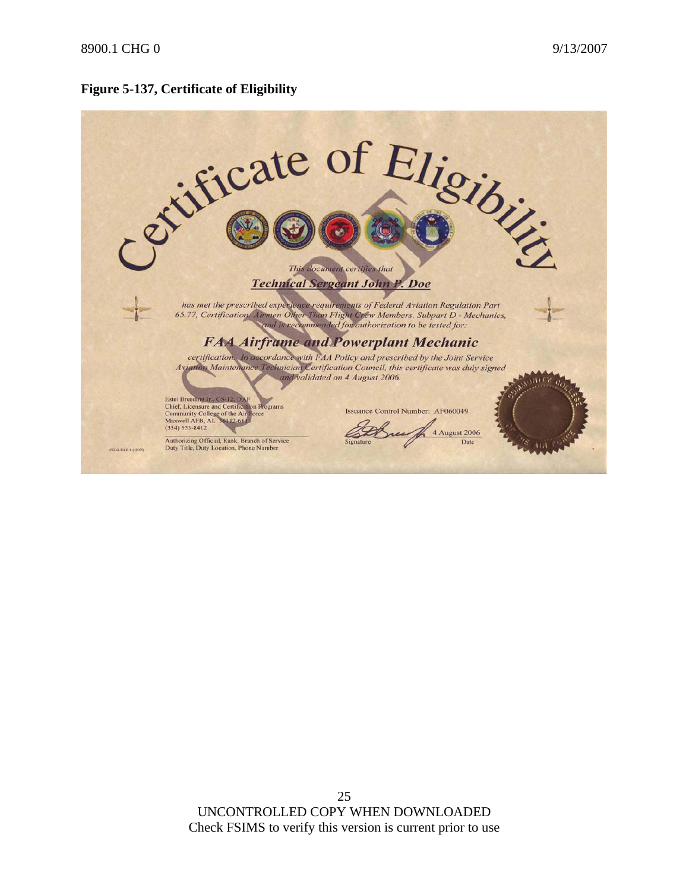**Figure 5-137, Certificate of Eligibility**

Certificate of Eligibility

*This document certifies that*

***Technical Sergeant John P. Doe***

*has met the prescribed experience requirements of Federal Aviation Regulation Part 65.77, Certification: Airmen Other Than Flight Crew Members, Subpart D - Mechanics, and is recommended for authorization to be tested for:*

***FAA Airframe and Powerplant Mechanic***

*certification. In accordance with FAA Policy and prescribed by the Joint Service Aviation Maintenance Technician Certification Council, this certificate was duly signed and validated on 4 August 2006.*

SAMPLE

Estel Breeding Jr., GS-12, DAF
Chief, Licensure and Certification Programs
Community College of the Air Force
Maxwell AFB, AL 36112-6613
(334) 953-8412

Authorizing Official, Rank, Branch of Service
Duty Title, Duty Location, Phone Number

Issuance Control Number: AF060049

Signature | Date: 4 August 2006

Community College of the Air Force

CCAF FAE-4 (2/05)